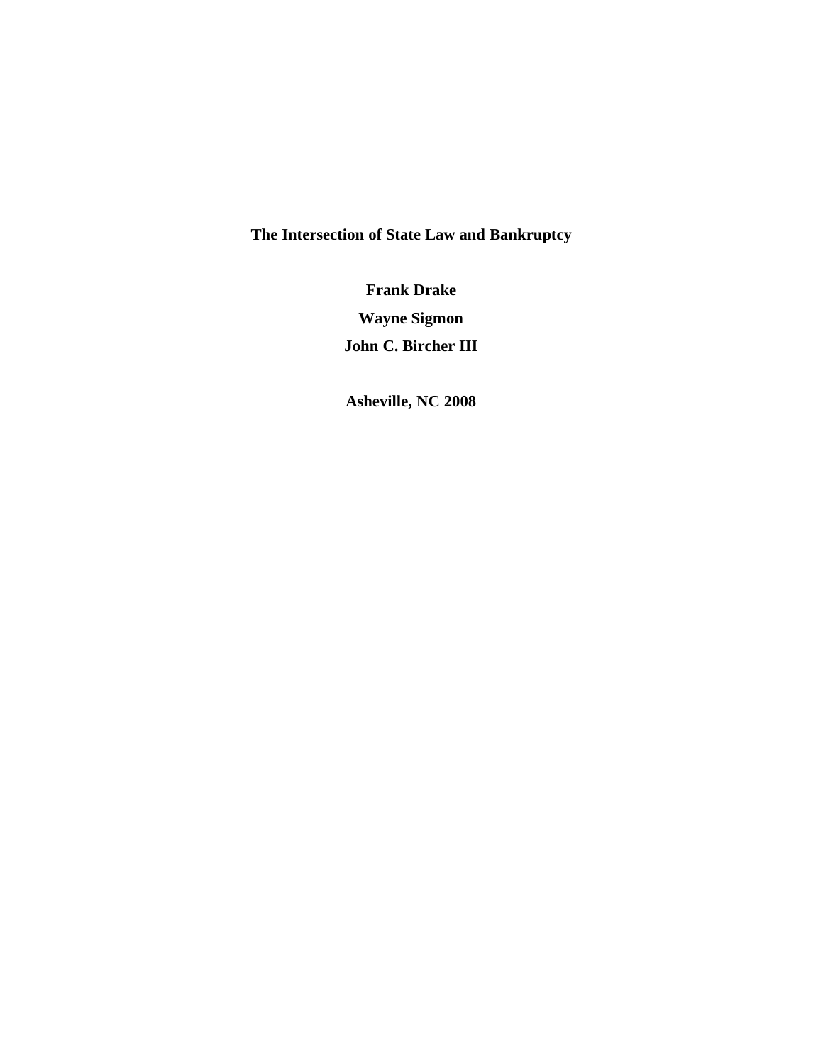# The Intersection of State Law and Bankruptcy

**Frank Drake**

**Wayne Sigmon**

**John C. Bircher III**

**Asheville, NC 2008**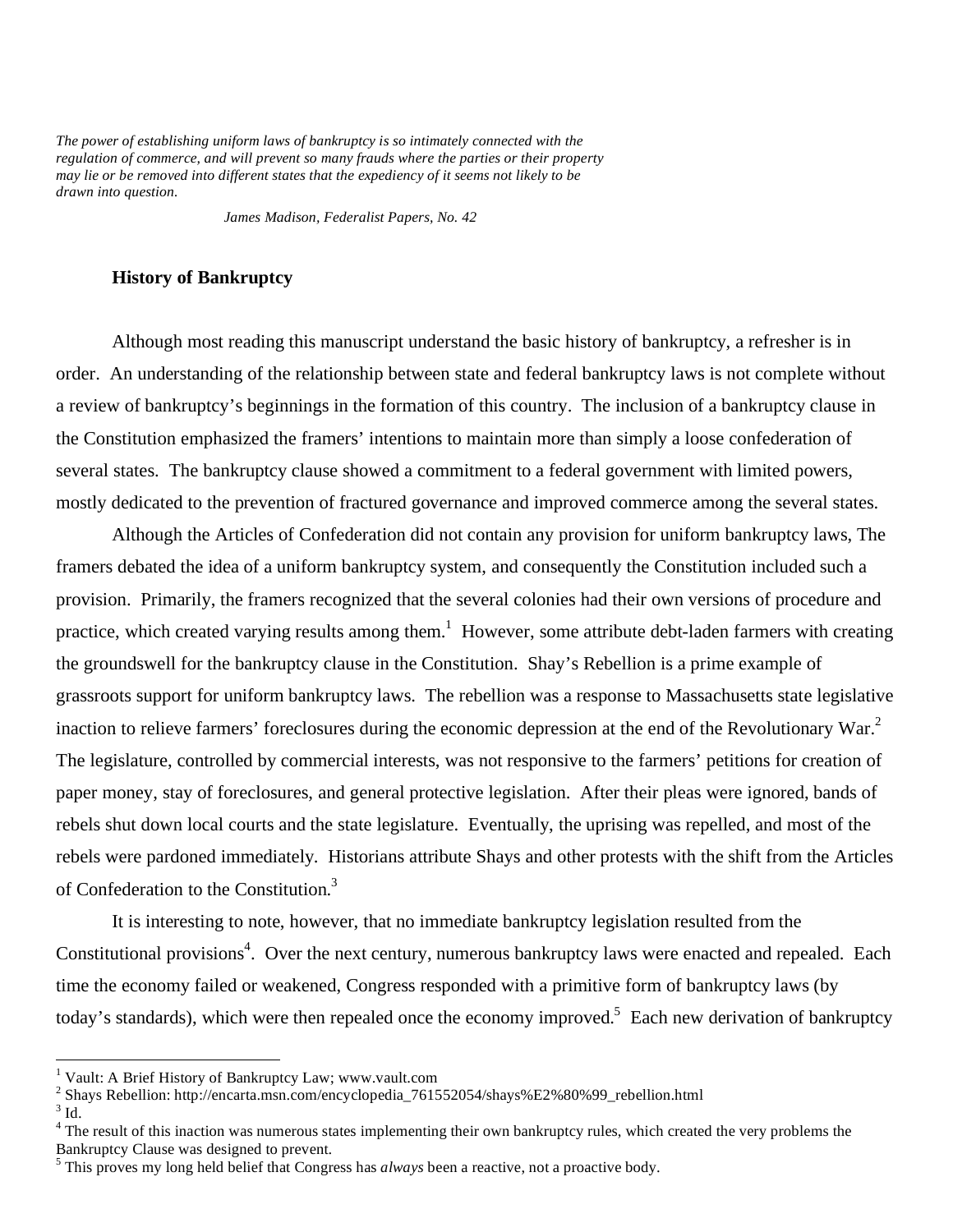*The power of establishing uniform laws of bankruptcy is so intimately connected with the regulation of commerce, and will prevent so many frauds where the parties or their property may lie or be removed into different states that the expediency of it seems not likely to be drawn into question.*

*James Madison, Federalist Papers, No. 42*

## History of Bankruptcy

Although most reading this manuscript understand the basic history of bankruptcy, a refresher is in order. An understanding of the relationship between state and federal bankruptcy laws is not complete without a review of bankruptcy's beginnings in the formation of this country. The inclusion of a bankruptcy clause in the Constitution emphasized the framers' intentions to maintain more than simply a loose confederation of several states. The bankruptcy clause showed a commitment to a federal government with limited powers, mostly dedicated to the prevention of fractured governance and improved commerce among the several states.

Although the Articles of Confederation did not contain any provision for uniform bankruptcy laws, The framers debated the idea of a uniform bankruptcy system, and consequently the Constitution included such a provision. Primarily, the framers recognized that the several colonies had their own versions of procedure and practice, which created varying results among them.[1] However, some attribute debt-laden farmers with creating the groundswell for the bankruptcy clause in the Constitution. Shay's Rebellion is a prime example of grassroots support for uniform bankruptcy laws. The rebellion was a response to Massachusetts state legislative inaction to relieve farmers' foreclosures during the economic depression at the end of the Revolutionary War.[2] The legislature, controlled by commercial interests, was not responsive to the farmers' petitions for creation of paper money, stay of foreclosures, and general protective legislation. After their pleas were ignored, bands of rebels shut down local courts and the state legislature. Eventually, the uprising was repelled, and most of the rebels were pardoned immediately. Historians attribute Shays and other protests with the shift from the Articles of Confederation to the Constitution.[3]

It is interesting to note, however, that no immediate bankruptcy legislation resulted from the Constitutional provisions[4]. Over the next century, numerous bankruptcy laws were enacted and repealed. Each time the economy failed or weakened, Congress responded with a primitive form of bankruptcy laws (by today's standards), which were then repealed once the economy improved.[5] Each new derivation of bankruptcy

---

[1] Vault: A Brief History of Bankruptcy Law; www.vault.com

[2] Shays Rebellion: http://encarta.msn.com/encyclopedia_761552054/shays%E2%80%99_rebellion.html

[3] Id.

[4] The result of this inaction was numerous states implementing their own bankruptcy rules, which created the very problems the Bankruptcy Clause was designed to prevent.

[5] This proves my long held belief that Congress has *always* been a reactive, not a proactive body.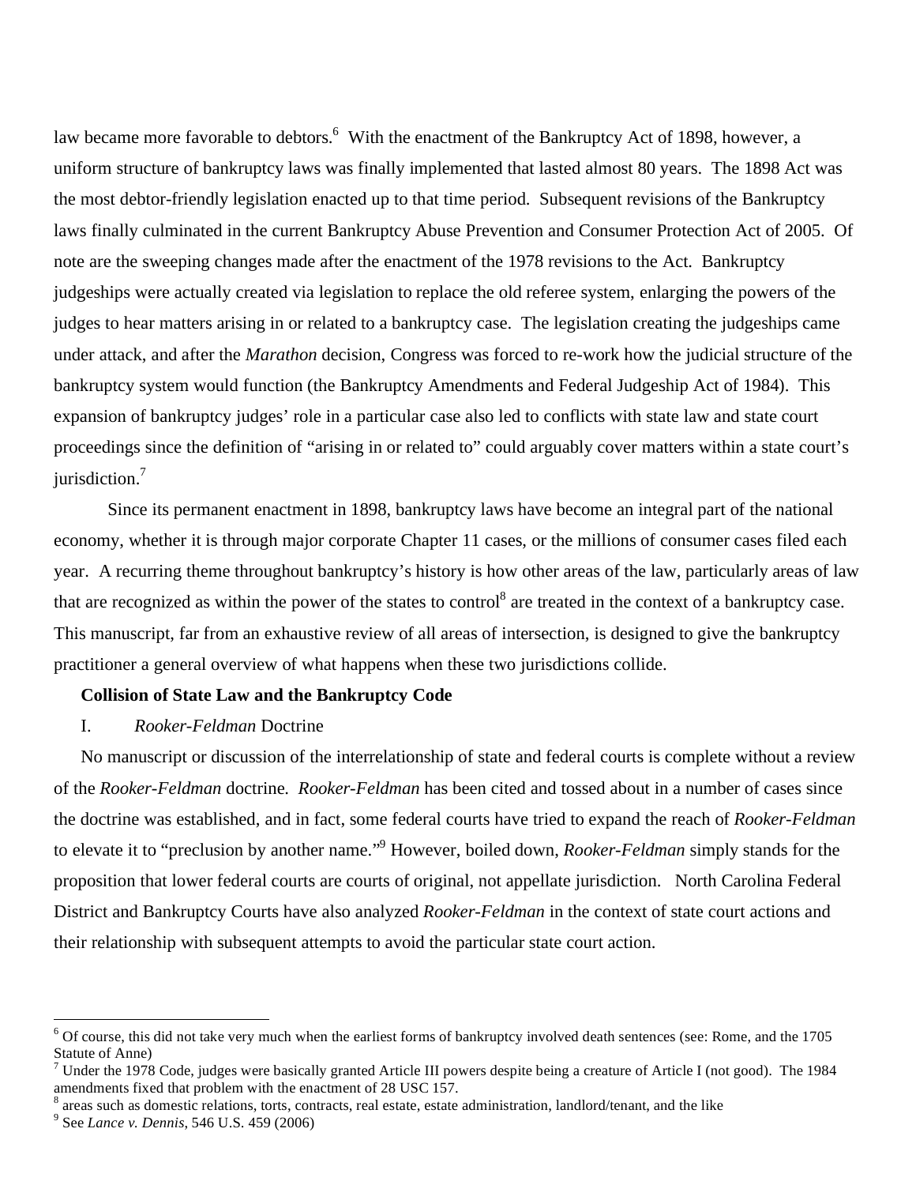law became more favorable to debtors.[6] With the enactment of the Bankruptcy Act of 1898, however, a uniform structure of bankruptcy laws was finally implemented that lasted almost 80 years. The 1898 Act was the most debtor-friendly legislation enacted up to that time period. Subsequent revisions of the Bankruptcy laws finally culminated in the current Bankruptcy Abuse Prevention and Consumer Protection Act of 2005. Of note are the sweeping changes made after the enactment of the 1978 revisions to the Act. Bankruptcy judgeships were actually created via legislation to replace the old referee system, enlarging the powers of the judges to hear matters arising in or related to a bankruptcy case. The legislation creating the judgeships came under attack, and after the *Marathon* decision, Congress was forced to re-work how the judicial structure of the bankruptcy system would function (the Bankruptcy Amendments and Federal Judgeship Act of 1984). This expansion of bankruptcy judges' role in a particular case also led to conflicts with state law and state court proceedings since the definition of "arising in or related to" could arguably cover matters within a state court's jurisdiction.[7]

Since its permanent enactment in 1898, bankruptcy laws have become an integral part of the national economy, whether it is through major corporate Chapter 11 cases, or the millions of consumer cases filed each year. A recurring theme throughout bankruptcy's history is how other areas of the law, particularly areas of law that are recognized as within the power of the states to control[8] are treated in the context of a bankruptcy case. This manuscript, far from an exhaustive review of all areas of intersection, is designed to give the bankruptcy practitioner a general overview of what happens when these two jurisdictions collide.

## Collision of State Law and the Bankruptcy Code

### I. *Rooker-Feldman* Doctrine

No manuscript or discussion of the interrelationship of state and federal courts is complete without a review of the *Rooker-Feldman* doctrine. *Rooker-Feldman* has been cited and tossed about in a number of cases since the doctrine was established, and in fact, some federal courts have tried to expand the reach of *Rooker-Feldman* to elevate it to "preclusion by another name."[9] However, boiled down, *Rooker-Feldman* simply stands for the proposition that lower federal courts are courts of original, not appellate jurisdiction. North Carolina Federal District and Bankruptcy Courts have also analyzed *Rooker-Feldman* in the context of state court actions and their relationship with subsequent attempts to avoid the particular state court action.

---

[6] Of course, this did not take very much when the earliest forms of bankruptcy involved death sentences (see: Rome, and the 1705 Statute of Anne)

[7] Under the 1978 Code, judges were basically granted Article III powers despite being a creature of Article I (not good). The 1984 amendments fixed that problem with the enactment of 28 USC 157.

[8] areas such as domestic relations, torts, contracts, real estate, estate administration, landlord/tenant, and the like

[9] See *Lance v. Dennis*, 546 U.S. 459 (2006)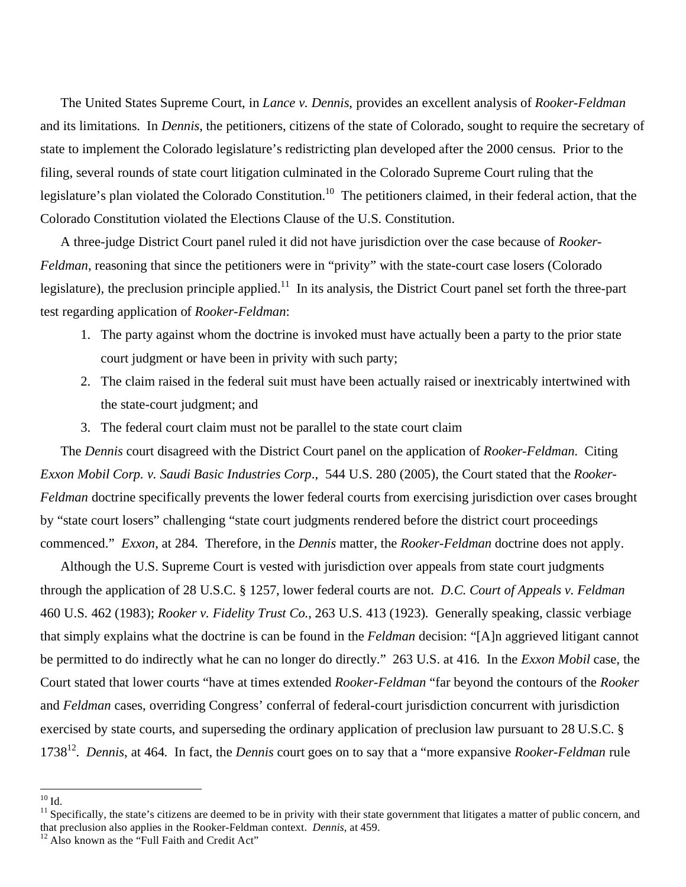The United States Supreme Court, in *Lance v. Dennis*, provides an excellent analysis of *Rooker-Feldman* and its limitations. In *Dennis*, the petitioners, citizens of the state of Colorado, sought to require the secretary of state to implement the Colorado legislature's redistricting plan developed after the 2000 census. Prior to the filing, several rounds of state court litigation culminated in the Colorado Supreme Court ruling that the legislature's plan violated the Colorado Constitution.[10] The petitioners claimed, in their federal action, that the Colorado Constitution violated the Elections Clause of the U.S. Constitution.

A three-judge District Court panel ruled it did not have jurisdiction over the case because of *Rooker-Feldman*, reasoning that since the petitioners were in "privity" with the state-court case losers (Colorado legislature), the preclusion principle applied.[11] In its analysis, the District Court panel set forth the three-part test regarding application of *Rooker-Feldman*:

1. The party against whom the doctrine is invoked must have actually been a party to the prior state court judgment or have been in privity with such party;
2. The claim raised in the federal suit must have been actually raised or inextricably intertwined with the state-court judgment; and
3. The federal court claim must not be parallel to the state court claim

The *Dennis* court disagreed with the District Court panel on the application of *Rooker-Feldman.* Citing *Exxon Mobil Corp. v. Saudi Basic Industries Corp*., 544 U.S. 280 (2005), the Court stated that the *Rooker-Feldman* doctrine specifically prevents the lower federal courts from exercising jurisdiction over cases brought by "state court losers" challenging "state court judgments rendered before the district court proceedings commenced." *Exxon*, at 284. Therefore, in the *Dennis* matter, the *Rooker-Feldman* doctrine does not apply.

Although the U.S. Supreme Court is vested with jurisdiction over appeals from state court judgments through the application of 28 U.S.C. § 1257, lower federal courts are not. *D.C. Court of Appeals v. Feldman* 460 U.S. 462 (1983); *Rooker v. Fidelity Trust Co.*, 263 U.S. 413 (1923). Generally speaking, classic verbiage that simply explains what the doctrine is can be found in the *Feldman* decision: "[A]n aggrieved litigant cannot be permitted to do indirectly what he can no longer do directly." 263 U.S. at 416. In the *Exxon Mobil* case, the Court stated that lower courts "have at times extended *Rooker-Feldman* "far beyond the contours of the *Rooker* and *Feldman* cases, overriding Congress' conferral of federal-court jurisdiction concurrent with jurisdiction exercised by state courts, and superseding the ordinary application of preclusion law pursuant to 28 U.S.C. § 1738[12]. *Dennis*, at 464. In fact, the *Dennis* court goes on to say that a "more expansive *Rooker-Feldman* rule

---

[10] Id.

[11] Specifically, the state's citizens are deemed to be in privity with their state government that litigates a matter of public concern, and that preclusion also applies in the Rooker-Feldman context. *Dennis*, at 459.

[12] Also known as the "Full Faith and Credit Act"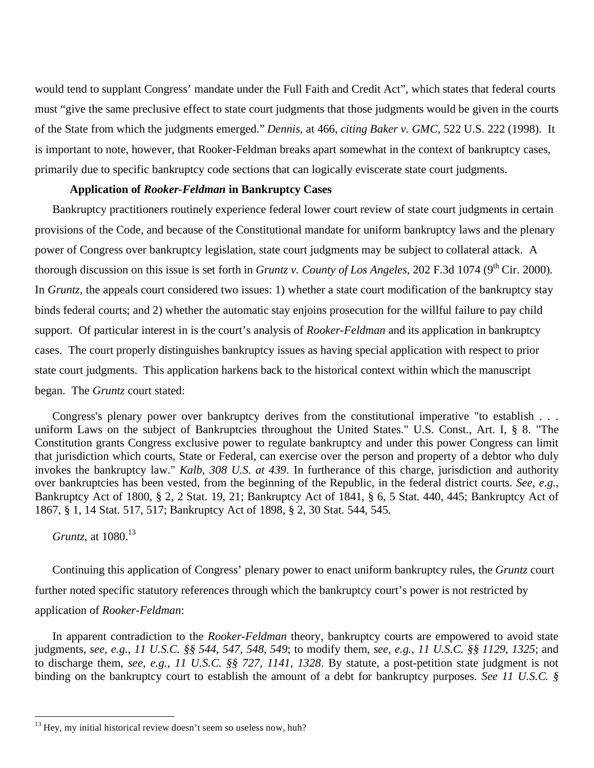would tend to supplant Congress' mandate under the Full Faith and Credit Act", which states that federal courts must "give the same preclusive effect to state court judgments that those judgments would be given in the courts of the State from which the judgments emerged." *Dennis*, at 466, *citing Baker v. GMC*, 522 U.S. 222 (1998). It is important to note, however, that Rooker-Feldman breaks apart somewhat in the context of bankruptcy cases, primarily due to specific bankruptcy code sections that can logically eviscerate state court judgments.

**Application of *Rooker-Feldman* in Bankruptcy Cases**

Bankruptcy practitioners routinely experience federal lower court review of state court judgments in certain provisions of the Code, and because of the Constitutional mandate for uniform bankruptcy laws and the plenary power of Congress over bankruptcy legislation, state court judgments may be subject to collateral attack. A thorough discussion on this issue is set forth in *Gruntz v. County of Los Angeles*, 202 F.3d 1074 (9th Cir. 2000). In *Gruntz,* the appeals court considered two issues: 1) whether a state court modification of the bankruptcy stay binds federal courts; and 2) whether the automatic stay enjoins prosecution for the willful failure to pay child support. Of particular interest in is the court's analysis of *Rooker-Feldman* and its application in bankruptcy cases. The court properly distinguishes bankruptcy issues as having special application with respect to prior state court judgments. This application harkens back to the historical context within which the manuscript began. The *Gruntz* court stated:

> Congress's plenary power over bankruptcy derives from the constitutional imperative "to establish . . . uniform Laws on the subject of Bankruptcies throughout the United States." U.S. Const., Art. I, § 8. "The Constitution grants Congress exclusive power to regulate bankruptcy and under this power Congress can limit that jurisdiction which courts, State or Federal, can exercise over the person and property of a debtor who duly invokes the bankruptcy law." *Kalb, 308 U.S. at 439*. In furtherance of this charge, jurisdiction and authority over bankruptcies has been vested, from the beginning of the Republic, in the federal district courts. *See*, *e.g.*, Bankruptcy Act of 1800, § 2, 2 Stat. 19, 21; Bankruptcy Act of 1841, § 6, 5 Stat. 440, 445; Bankruptcy Act of 1867, § 1, 14 Stat. 517, 517; Bankruptcy Act of 1898, § 2, 30 Stat. 544, 545.
>
> *Gruntz*, at 1080.[13]

Continuing this application of Congress' plenary power to enact uniform bankruptcy rules, the *Gruntz* court further noted specific statutory references through which the bankruptcy court's power is not restricted by application of *Rooker-Feldman*:

> In apparent contradiction to the *Rooker-Feldman* theory, bankruptcy courts are empowered to avoid state judgments, *see, e.g., 11 U.S.C. §§ 544, 547, 548, 549*; to modify them, *see, e.g., 11 U.S.C. §§ 1129, 1325*; and to discharge them, *see, e.g., 11 U.S.C. §§ 727, 1141, 1328*. By statute, a post-petition state judgment is not binding on the bankruptcy court to establish the amount of a debt for bankruptcy purposes. *See 11 U.S.C. §*

[13] Hey, my initial historical review doesn't seem so useless now, huh?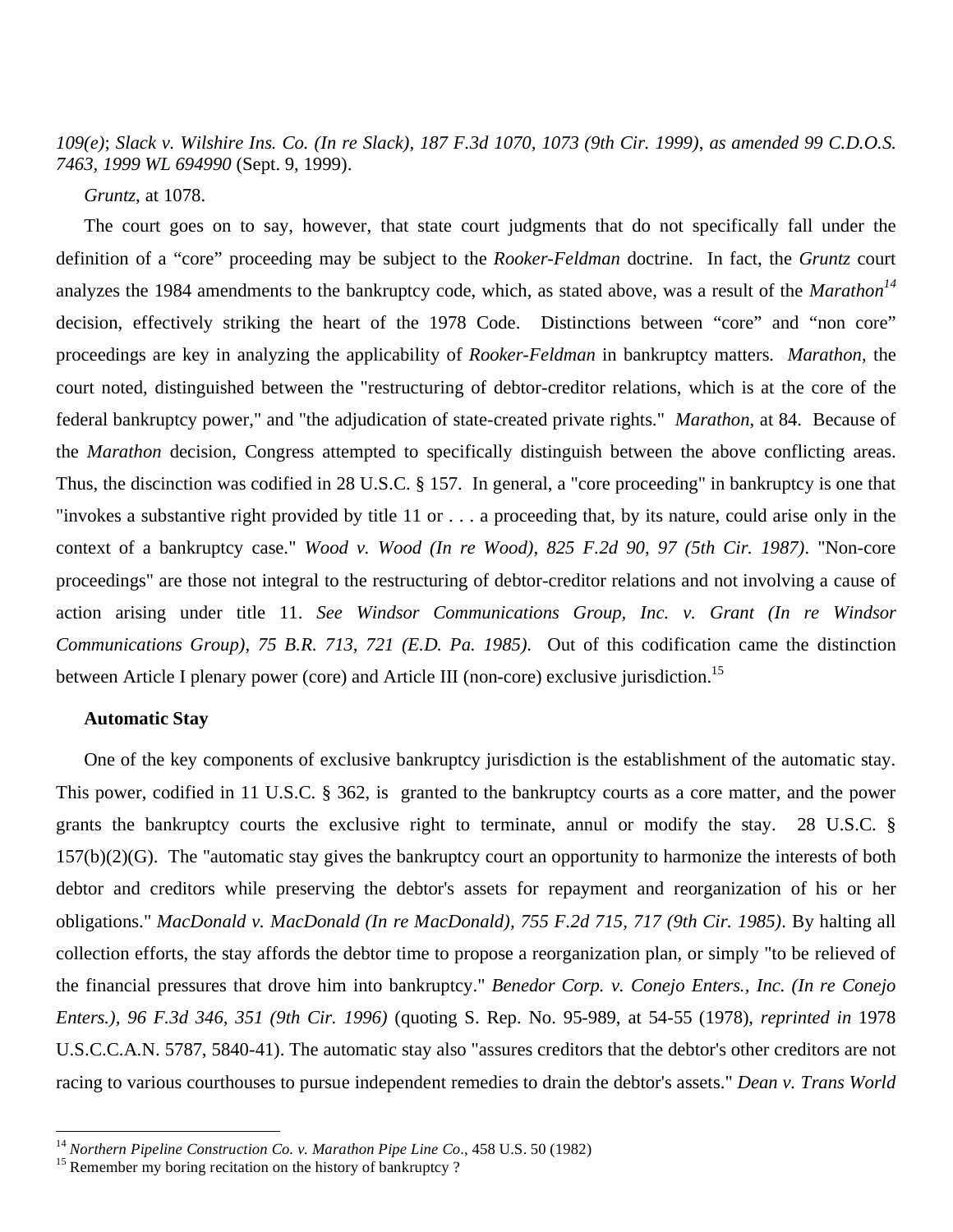*109(e)*; *Slack v. Wilshire Ins. Co. (In re Slack), 187 F.3d 1070, 1073 (9th Cir. 1999), as amended 99 C.D.O.S. 7463, 1999 WL 694990* (Sept. 9, 1999).

*Gruntz*, at 1078.

The court goes on to say, however, that state court judgments that do not specifically fall under the definition of a "core" proceeding may be subject to the *Rooker-Feldman* doctrine. In fact, the *Gruntz* court analyzes the 1984 amendments to the bankruptcy code, which, as stated above, was a result of the *Marathon*[14] decision, effectively striking the heart of the 1978 Code. Distinctions between "core" and "non core" proceedings are key in analyzing the applicability of *Rooker-Feldman* in bankruptcy matters. *Marathon*, the court noted, distinguished between the "restructuring of debtor-creditor relations, which is at the core of the federal bankruptcy power," and "the adjudication of state-created private rights." *Marathon*, at 84. Because of the *Marathon* decision, Congress attempted to specifically distinguish between the above conflicting areas. Thus, the discinction was codified in 28 U.S.C. § 157. In general, a "core proceeding" in bankruptcy is one that "invokes a substantive right provided by title 11 or . . . a proceeding that, by its nature, could arise only in the context of a bankruptcy case." *Wood v. Wood (In re Wood), 825 F.2d 90, 97 (5th Cir. 1987)*. "Non-core proceedings" are those not integral to the restructuring of debtor-creditor relations and not involving a cause of action arising under title 11. *See Windsor Communications Group, Inc. v. Grant (In re Windsor Communications Group), 75 B.R. 713, 721 (E.D. Pa. 1985)*. Out of this codification came the distinction between Article I plenary power (core) and Article III (non-core) exclusive jurisdiction.[15]

**Automatic Stay**

One of the key components of exclusive bankruptcy jurisdiction is the establishment of the automatic stay. This power, codified in 11 U.S.C. § 362, is granted to the bankruptcy courts as a core matter, and the power grants the bankruptcy courts the exclusive right to terminate, annul or modify the stay. 28 U.S.C. § 157(b)(2)(G). The "automatic stay gives the bankruptcy court an opportunity to harmonize the interests of both debtor and creditors while preserving the debtor's assets for repayment and reorganization of his or her obligations." *MacDonald v. MacDonald (In re MacDonald), 755 F.2d 715, 717 (9th Cir. 1985)*. By halting all collection efforts, the stay affords the debtor time to propose a reorganization plan, or simply "to be relieved of the financial pressures that drove him into bankruptcy." *Benedor Corp. v. Conejo Enters., Inc. (In re Conejo Enters.), 96 F.3d 346, 351 (9th Cir. 1996)* (quoting S. Rep. No. 95-989, at 54-55 (1978), *reprinted in* 1978 U.S.C.C.A.N. 5787, 5840-41). The automatic stay also "assures creditors that the debtor's other creditors are not racing to various courthouses to pursue independent remedies to drain the debtor's assets." *Dean v. Trans World*

---

[14] *Northern Pipeline Construction Co. v. Marathon Pipe Line Co*., 458 U.S. 50 (1982)

[15] Remember my boring recitation on the history of bankruptcy ?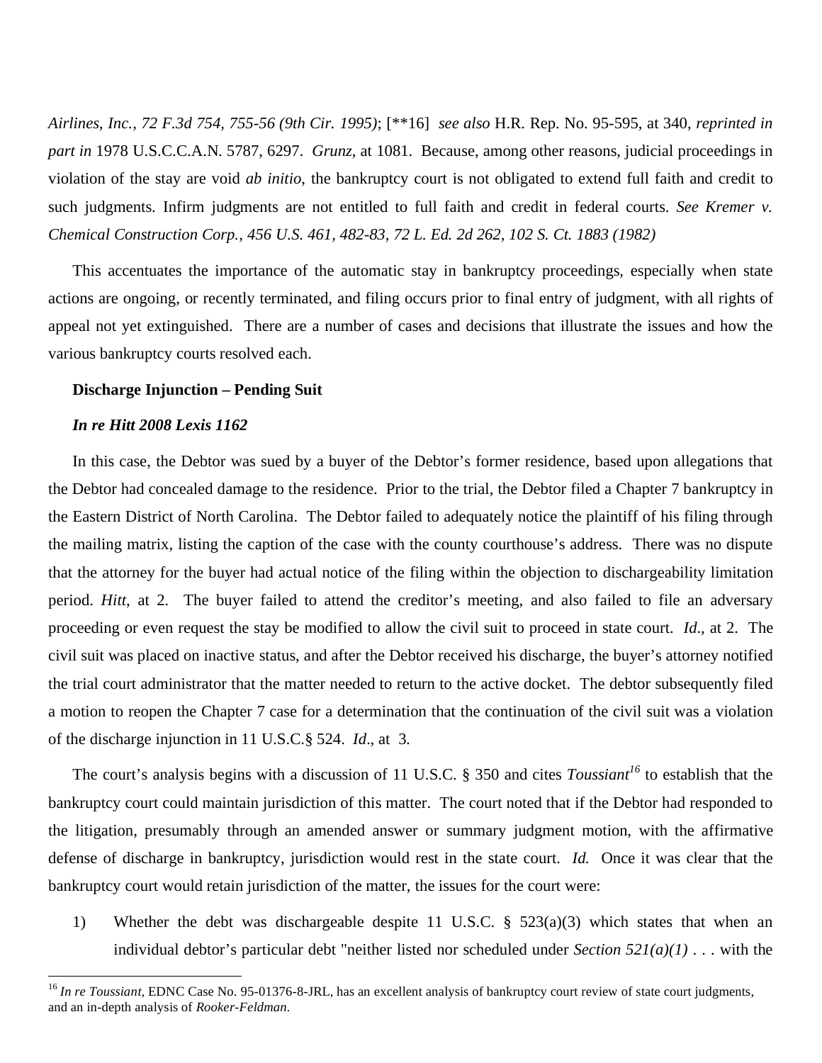*Airlines, Inc., 72 F.3d 754, 755-56 (9th Cir. 1995)*; [**16] *see also* H.R. Rep. No. 95-595, at 340, *reprinted in part in* 1978 U.S.C.C.A.N. 5787, 6297. *Grunz*, at 1081. Because, among other reasons, judicial proceedings in violation of the stay are void *ab initio*, the bankruptcy court is not obligated to extend full faith and credit to such judgments. Infirm judgments are not entitled to full faith and credit in federal courts. *See Kremer v. Chemical Construction Corp., 456 U.S. 461, 482-83, 72 L. Ed. 2d 262, 102 S. Ct. 1883 (1982)*

This accentuates the importance of the automatic stay in bankruptcy proceedings, especially when state actions are ongoing, or recently terminated, and filing occurs prior to final entry of judgment, with all rights of appeal not yet extinguished. There are a number of cases and decisions that illustrate the issues and how the various bankruptcy courts resolved each.

**Discharge Injunction – Pending Suit**

***In re Hitt 2008 Lexis 1162***

In this case, the Debtor was sued by a buyer of the Debtor's former residence, based upon allegations that the Debtor had concealed damage to the residence. Prior to the trial, the Debtor filed a Chapter 7 bankruptcy in the Eastern District of North Carolina. The Debtor failed to adequately notice the plaintiff of his filing through the mailing matrix, listing the caption of the case with the county courthouse's address. There was no dispute that the attorney for the buyer had actual notice of the filing within the objection to dischargeability limitation period. *Hitt*, at 2. The buyer failed to attend the creditor's meeting, and also failed to file an adversary proceeding or even request the stay be modified to allow the civil suit to proceed in state court. *Id*., at 2. The civil suit was placed on inactive status, and after the Debtor received his discharge, the buyer's attorney notified the trial court administrator that the matter needed to return to the active docket. The debtor subsequently filed a motion to reopen the Chapter 7 case for a determination that the continuation of the civil suit was a violation of the discharge injunction in 11 U.S.C.§ 524. *Id*., at 3.

The court's analysis begins with a discussion of 11 U.S.C. § 350 and cites *Toussiant*[16] to establish that the bankruptcy court could maintain jurisdiction of this matter. The court noted that if the Debtor had responded to the litigation, presumably through an amended answer or summary judgment motion, with the affirmative defense of discharge in bankruptcy, jurisdiction would rest in the state court. *Id.* Once it was clear that the bankruptcy court would retain jurisdiction of the matter, the issues for the court were:

1) Whether the debt was dischargeable despite 11 U.S.C. § 523(a)(3) which states that when an individual debtor's particular debt "neither listed nor scheduled under *Section 521(a)(1)* . . . with the

[16] *In re Toussiant,* EDNC Case No. 95-01376-8-JRL, has an excellent analysis of bankruptcy court review of state court judgments, and an in-depth analysis of *Rooker-Feldman*.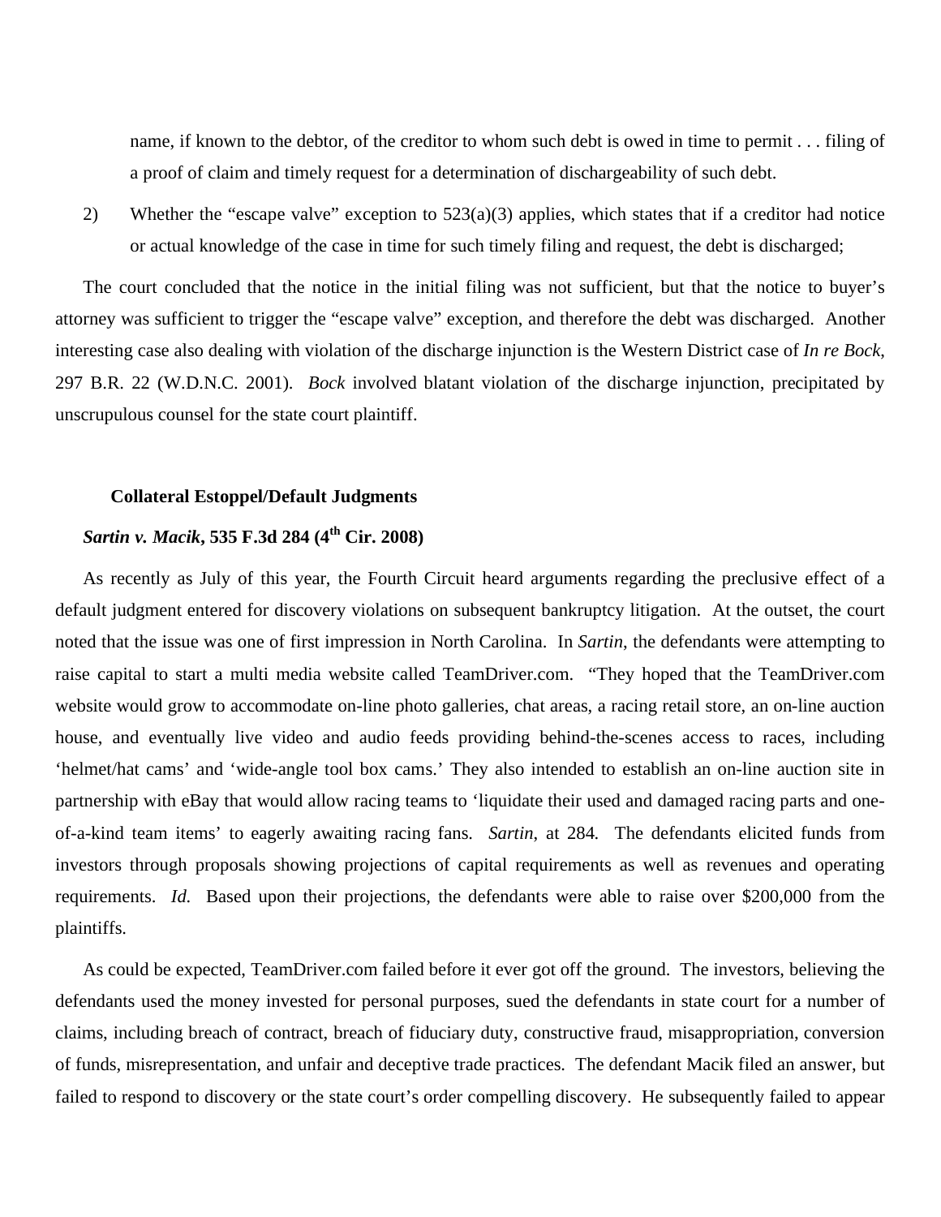name, if known to the debtor, of the creditor to whom such debt is owed in time to permit . . . filing of a proof of claim and timely request for a determination of dischargeability of such debt.

2) Whether the "escape valve" exception to 523(a)(3) applies, which states that if a creditor had notice or actual knowledge of the case in time for such timely filing and request, the debt is discharged;

The court concluded that the notice in the initial filing was not sufficient, but that the notice to buyer's attorney was sufficient to trigger the "escape valve" exception, and therefore the debt was discharged. Another interesting case also dealing with violation of the discharge injunction is the Western District case of *In re Bock*, 297 B.R. 22 (W.D.N.C. 2001). *Bock* involved blatant violation of the discharge injunction, precipitated by unscrupulous counsel for the state court plaintiff.

**Collateral Estoppel/Default Judgments**

***Sartin v. Macik*, 535 F.3d 284 (4th Cir. 2008)**

As recently as July of this year, the Fourth Circuit heard arguments regarding the preclusive effect of a default judgment entered for discovery violations on subsequent bankruptcy litigation. At the outset, the court noted that the issue was one of first impression in North Carolina. In *Sartin*, the defendants were attempting to raise capital to start a multi media website called TeamDriver.com. "They hoped that the TeamDriver.com website would grow to accommodate on-line photo galleries, chat areas, a racing retail store, an on-line auction house, and eventually live video and audio feeds providing behind-the-scenes access to races, including 'helmet/hat cams' and 'wide-angle tool box cams.' They also intended to establish an on-line auction site in partnership with eBay that would allow racing teams to 'liquidate their used and damaged racing parts and one-of-a-kind team items' to eagerly awaiting racing fans. *Sartin*, at 284. The defendants elicited funds from investors through proposals showing projections of capital requirements as well as revenues and operating requirements. *Id.* Based upon their projections, the defendants were able to raise over $200,000 from the plaintiffs.

As could be expected, TeamDriver.com failed before it ever got off the ground. The investors, believing the defendants used the money invested for personal purposes, sued the defendants in state court for a number of claims, including breach of contract, breach of fiduciary duty, constructive fraud, misappropriation, conversion of funds, misrepresentation, and unfair and deceptive trade practices. The defendant Macik filed an answer, but failed to respond to discovery or the state court's order compelling discovery. He subsequently failed to appear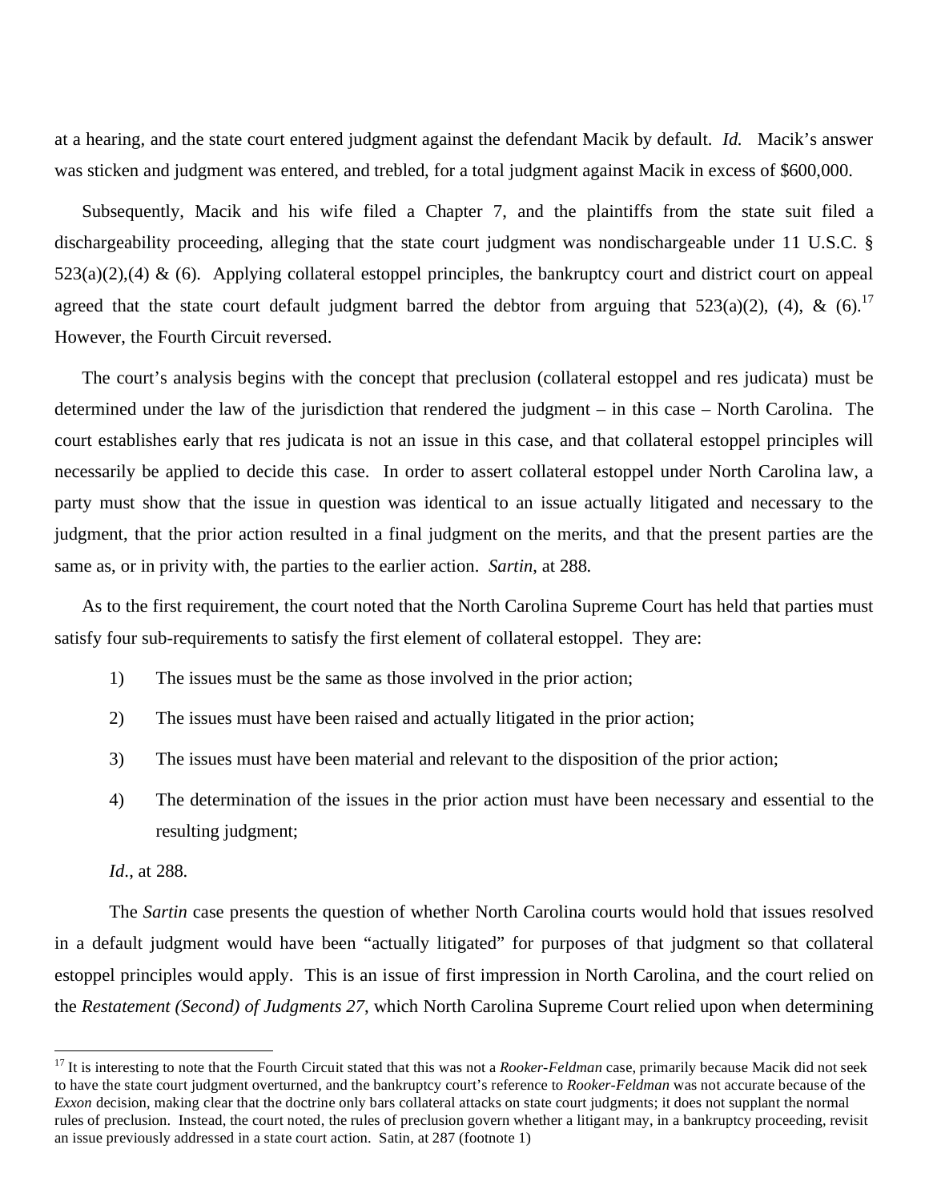at a hearing, and the state court entered judgment against the defendant Macik by default. *Id.* Macik's answer was sticken and judgment was entered, and trebled, for a total judgment against Macik in excess of $600,000.

Subsequently, Macik and his wife filed a Chapter 7, and the plaintiffs from the state suit filed a dischargeability proceeding, alleging that the state court judgment was nondischargeable under 11 U.S.C. § 523(a)(2),(4) & (6). Applying collateral estoppel principles, the bankruptcy court and district court on appeal agreed that the state court default judgment barred the debtor from arguing that 523(a)(2), (4), & (6).[17] However, the Fourth Circuit reversed.

The court's analysis begins with the concept that preclusion (collateral estoppel and res judicata) must be determined under the law of the jurisdiction that rendered the judgment – in this case – North Carolina. The court establishes early that res judicata is not an issue in this case, and that collateral estoppel principles will necessarily be applied to decide this case. In order to assert collateral estoppel under North Carolina law, a party must show that the issue in question was identical to an issue actually litigated and necessary to the judgment, that the prior action resulted in a final judgment on the merits, and that the present parties are the same as, or in privity with, the parties to the earlier action. *Sartin*, at 288.

As to the first requirement, the court noted that the North Carolina Supreme Court has held that parties must satisfy four sub-requirements to satisfy the first element of collateral estoppel. They are:

1) The issues must be the same as those involved in the prior action;
2) The issues must have been raised and actually litigated in the prior action;
3) The issues must have been material and relevant to the disposition of the prior action;
4) The determination of the issues in the prior action must have been necessary and essential to the resulting judgment;

*Id.*, at 288.

The *Sartin* case presents the question of whether North Carolina courts would hold that issues resolved in a default judgment would have been "actually litigated" for purposes of that judgment so that collateral estoppel principles would apply. This is an issue of first impression in North Carolina, and the court relied on the *Restatement (Second) of Judgments 27*, which North Carolina Supreme Court relied upon when determining

[17] It is interesting to note that the Fourth Circuit stated that this was not a *Rooker-Feldman* case, primarily because Macik did not seek to have the state court judgment overturned, and the bankruptcy court's reference to *Rooker-Feldman* was not accurate because of the *Exxon* decision, making clear that the doctrine only bars collateral attacks on state court judgments; it does not supplant the normal rules of preclusion. Instead, the court noted, the rules of preclusion govern whether a litigant may, in a bankruptcy proceeding, revisit an issue previously addressed in a state court action. Satin, at 287 (footnote 1)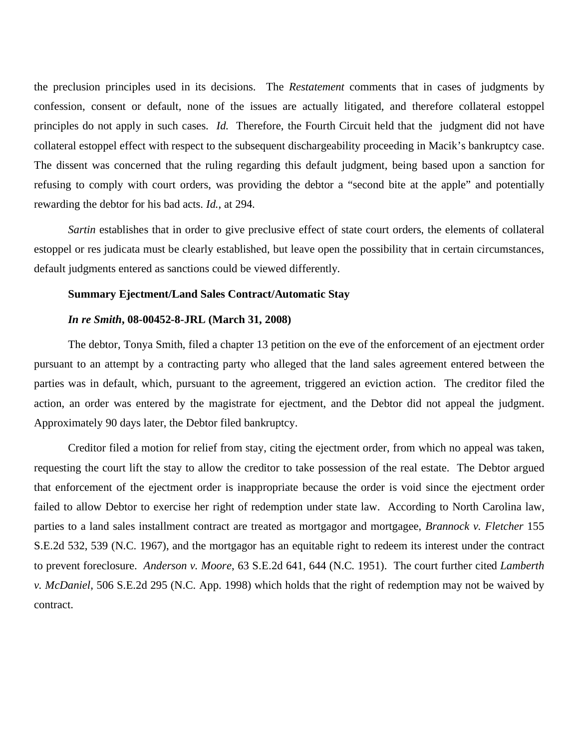the preclusion principles used in its decisions. The *Restatement* comments that in cases of judgments by confession, consent or default, none of the issues are actually litigated, and therefore collateral estoppel principles do not apply in such cases. *Id.* Therefore, the Fourth Circuit held that the judgment did not have collateral estoppel effect with respect to the subsequent dischargeability proceeding in Macik's bankruptcy case. The dissent was concerned that the ruling regarding this default judgment, being based upon a sanction for refusing to comply with court orders, was providing the debtor a "second bite at the apple" and potentially rewarding the debtor for his bad acts. *Id.*, at 294.

*Sartin* establishes that in order to give preclusive effect of state court orders, the elements of collateral estoppel or res judicata must be clearly established, but leave open the possibility that in certain circumstances, default judgments entered as sanctions could be viewed differently.

**Summary Ejectment/Land Sales Contract/Automatic Stay**

***In re Smith*, 08-00452-8-JRL (March 31, 2008)**

The debtor, Tonya Smith, filed a chapter 13 petition on the eve of the enforcement of an ejectment order pursuant to an attempt by a contracting party who alleged that the land sales agreement entered between the parties was in default, which, pursuant to the agreement, triggered an eviction action. The creditor filed the action, an order was entered by the magistrate for ejectment, and the Debtor did not appeal the judgment. Approximately 90 days later, the Debtor filed bankruptcy.

Creditor filed a motion for relief from stay, citing the ejectment order, from which no appeal was taken, requesting the court lift the stay to allow the creditor to take possession of the real estate. The Debtor argued that enforcement of the ejectment order is inappropriate because the order is void since the ejectment order failed to allow Debtor to exercise her right of redemption under state law. According to North Carolina law, parties to a land sales installment contract are treated as mortgagor and mortgagee, *Brannock v. Fletcher* 155 S.E.2d 532, 539 (N.C. 1967), and the mortgagor has an equitable right to redeem its interest under the contract to prevent foreclosure. *Anderson v. Moore*, 63 S.E.2d 641, 644 (N.C. 1951). The court further cited *Lamberth v. McDaniel*, 506 S.E.2d 295 (N.C. App. 1998) which holds that the right of redemption may not be waived by contract.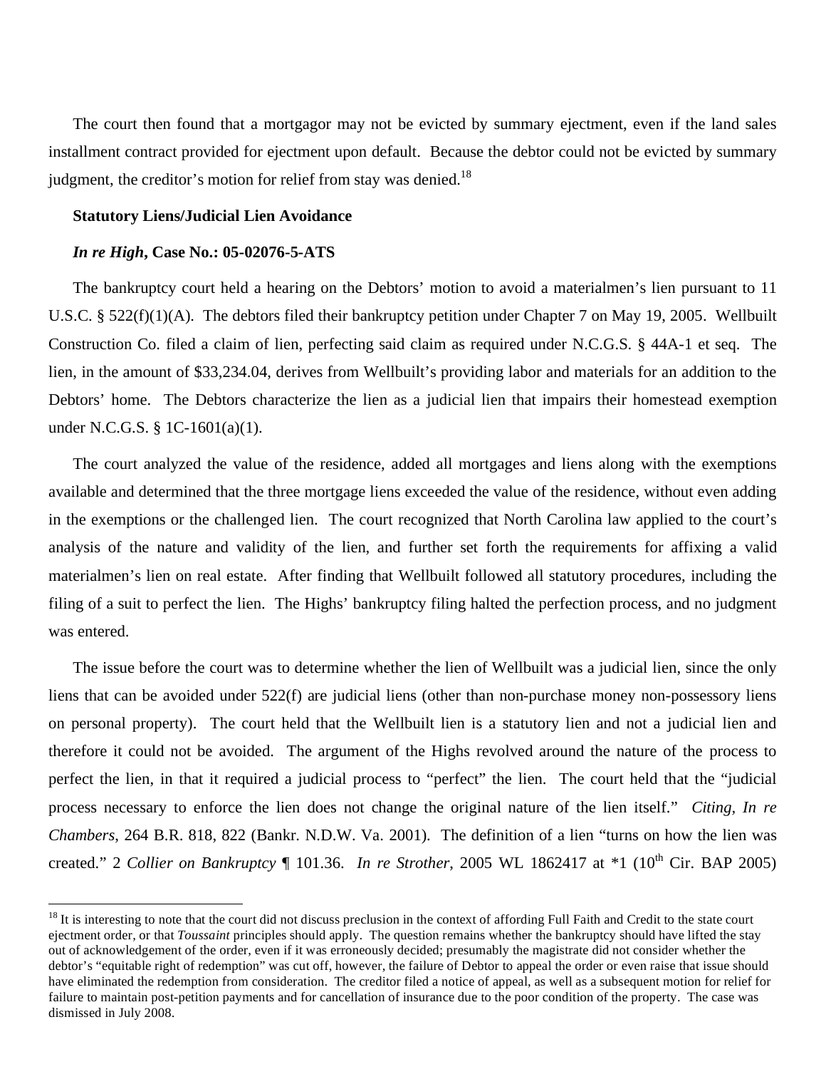The court then found that a mortgagor may not be evicted by summary ejectment, even if the land sales installment contract provided for ejectment upon default. Because the debtor could not be evicted by summary judgment, the creditor's motion for relief from stay was denied.[18]

**Statutory Liens/Judicial Lien Avoidance**

***In re High*, Case No.: 05-02076-5-ATS**

The bankruptcy court held a hearing on the Debtors' motion to avoid a materialmen's lien pursuant to 11 U.S.C. § 522(f)(1)(A). The debtors filed their bankruptcy petition under Chapter 7 on May 19, 2005. Wellbuilt Construction Co. filed a claim of lien, perfecting said claim as required under N.C.G.S. § 44A-1 et seq. The lien, in the amount of $33,234.04, derives from Wellbuilt's providing labor and materials for an addition to the Debtors' home. The Debtors characterize the lien as a judicial lien that impairs their homestead exemption under N.C.G.S. § 1C-1601(a)(1).

The court analyzed the value of the residence, added all mortgages and liens along with the exemptions available and determined that the three mortgage liens exceeded the value of the residence, without even adding in the exemptions or the challenged lien. The court recognized that North Carolina law applied to the court's analysis of the nature and validity of the lien, and further set forth the requirements for affixing a valid materialmen's lien on real estate. After finding that Wellbuilt followed all statutory procedures, including the filing of a suit to perfect the lien. The Highs' bankruptcy filing halted the perfection process, and no judgment was entered.

The issue before the court was to determine whether the lien of Wellbuilt was a judicial lien, since the only liens that can be avoided under 522(f) are judicial liens (other than non-purchase money non-possessory liens on personal property). The court held that the Wellbuilt lien is a statutory lien and not a judicial lien and therefore it could not be avoided. The argument of the Highs revolved around the nature of the process to perfect the lien, in that it required a judicial process to "perfect" the lien. The court held that the "judicial process necessary to enforce the lien does not change the original nature of the lien itself." *Citing, In re Chambers*, 264 B.R. 818, 822 (Bankr. N.D.W. Va. 2001). The definition of a lien "turns on how the lien was created." 2 *Collier on Bankruptcy* ¶ 101.36. *In re Strother*, 2005 WL 1862417 at *1 (10th Cir. BAP 2005)

---

[18] It is interesting to note that the court did not discuss preclusion in the context of affording Full Faith and Credit to the state court ejectment order, or that *Toussaint* principles should apply. The question remains whether the bankruptcy should have lifted the stay out of acknowledgement of the order, even if it was erroneously decided; presumably the magistrate did not consider whether the debtor's "equitable right of redemption" was cut off, however, the failure of Debtor to appeal the order or even raise that issue should have eliminated the redemption from consideration. The creditor filed a notice of appeal, as well as a subsequent motion for relief for failure to maintain post-petition payments and for cancellation of insurance due to the poor condition of the property. The case was dismissed in July 2008.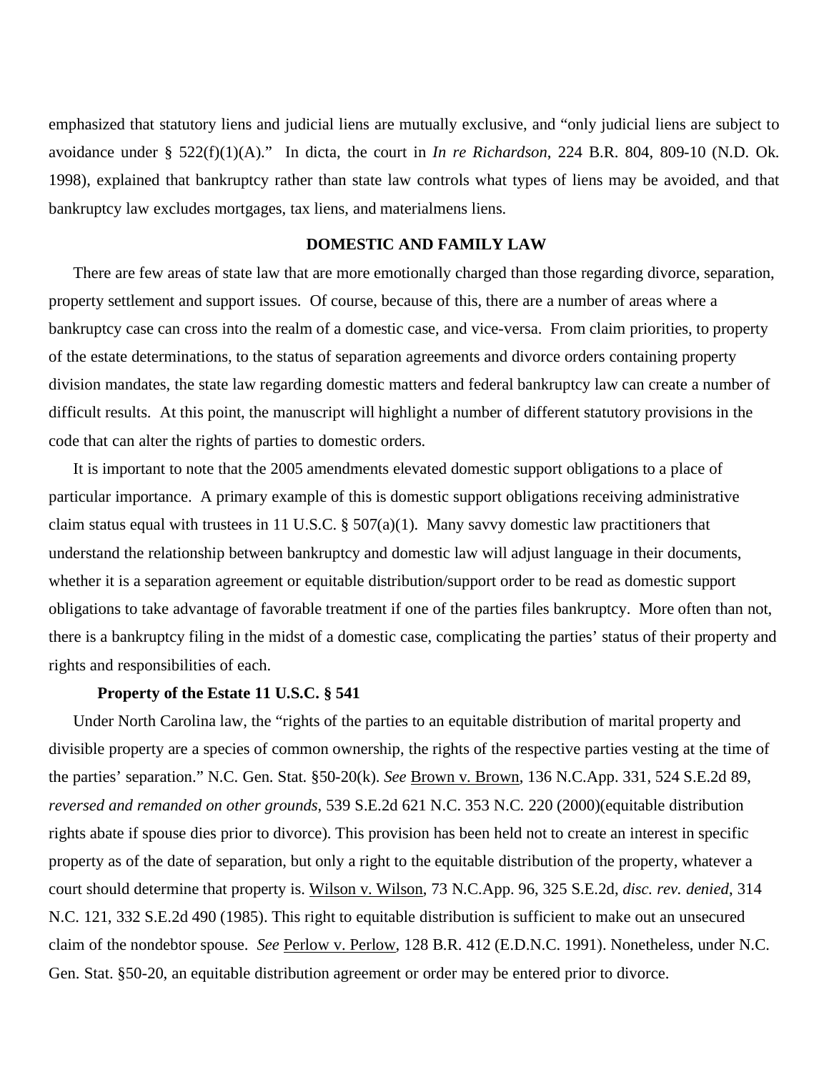emphasized that statutory liens and judicial liens are mutually exclusive, and "only judicial liens are subject to avoidance under § 522(f)(1)(A)." In dicta, the court in *In re Richardson*, 224 B.R. 804, 809-10 (N.D. Ok. 1998), explained that bankruptcy rather than state law controls what types of liens may be avoided, and that bankruptcy law excludes mortgages, tax liens, and materialmens liens.

## DOMESTIC AND FAMILY LAW

There are few areas of state law that are more emotionally charged than those regarding divorce, separation, property settlement and support issues. Of course, because of this, there are a number of areas where a bankruptcy case can cross into the realm of a domestic case, and vice-versa. From claim priorities, to property of the estate determinations, to the status of separation agreements and divorce orders containing property division mandates, the state law regarding domestic matters and federal bankruptcy law can create a number of difficult results. At this point, the manuscript will highlight a number of different statutory provisions in the code that can alter the rights of parties to domestic orders.

It is important to note that the 2005 amendments elevated domestic support obligations to a place of particular importance. A primary example of this is domestic support obligations receiving administrative claim status equal with trustees in 11 U.S.C. § 507(a)(1). Many savvy domestic law practitioners that understand the relationship between bankruptcy and domestic law will adjust language in their documents, whether it is a separation agreement or equitable distribution/support order to be read as domestic support obligations to take advantage of favorable treatment if one of the parties files bankruptcy. More often than not, there is a bankruptcy filing in the midst of a domestic case, complicating the parties' status of their property and rights and responsibilities of each.

### Property of the Estate 11 U.S.C. § 541

Under North Carolina law, the "rights of the parties to an equitable distribution of marital property and divisible property are a species of common ownership, the rights of the respective parties vesting at the time of the parties' separation." N.C. Gen. Stat. §50-20(k). *See* Brown v. Brown, 136 N.C.App. 331, 524 S.E.2d 89, *reversed and remanded on other grounds*, 539 S.E.2d 621 N.C. 353 N.C. 220 (2000)(equitable distribution rights abate if spouse dies prior to divorce). This provision has been held not to create an interest in specific property as of the date of separation, but only a right to the equitable distribution of the property, whatever a court should determine that property is. Wilson v. Wilson, 73 N.C.App. 96, 325 S.E.2d, *disc. rev. denied*, 314 N.C. 121, 332 S.E.2d 490 (1985). This right to equitable distribution is sufficient to make out an unsecured claim of the nondebtor spouse. *See* Perlow v. Perlow, 128 B.R. 412 (E.D.N.C. 1991). Nonetheless, under N.C. Gen. Stat. §50-20, an equitable distribution agreement or order may be entered prior to divorce.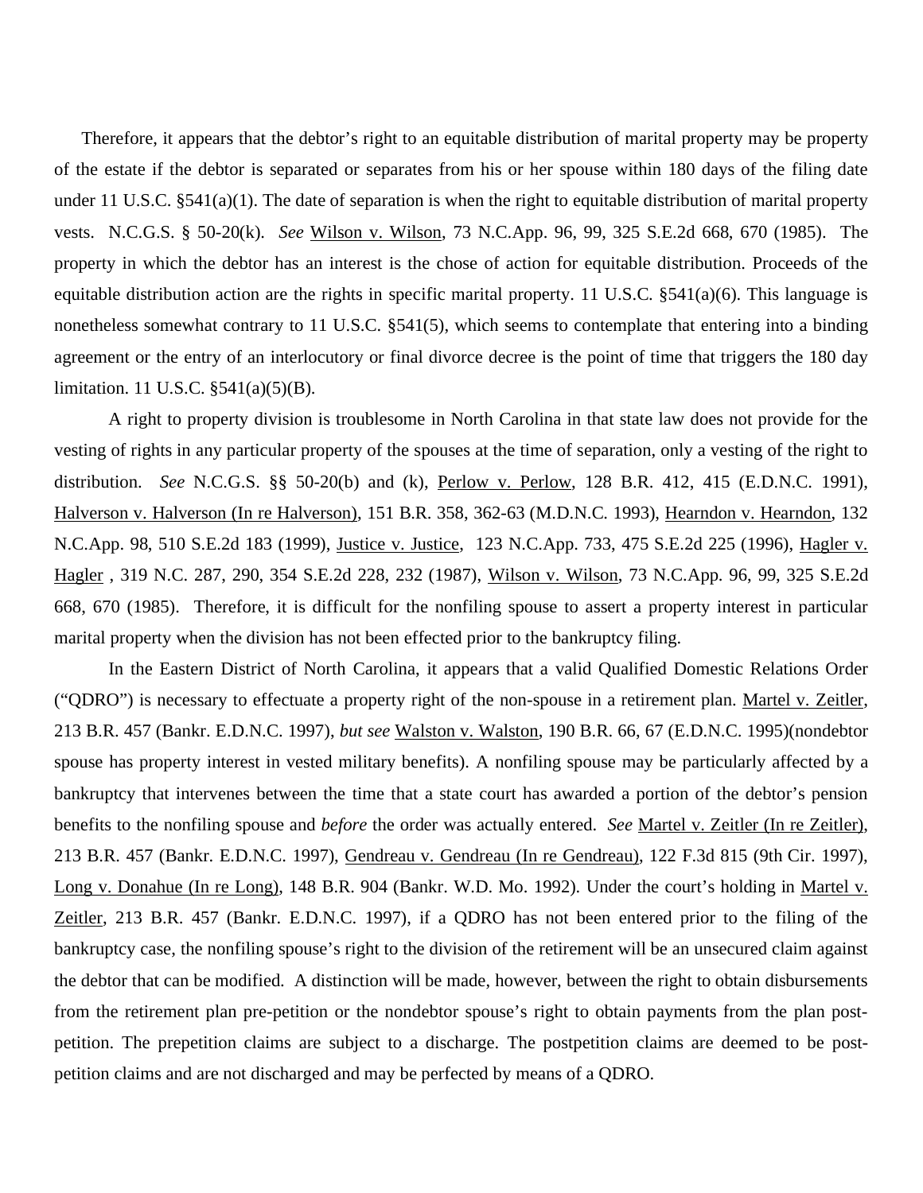Therefore, it appears that the debtor's right to an equitable distribution of marital property may be property of the estate if the debtor is separated or separates from his or her spouse within 180 days of the filing date under 11 U.S.C. §541(a)(1). The date of separation is when the right to equitable distribution of marital property vests. N.C.G.S. § 50-20(k). *See* Wilson v. Wilson, 73 N.C.App. 96, 99, 325 S.E.2d 668, 670 (1985). The property in which the debtor has an interest is the chose of action for equitable distribution. Proceeds of the equitable distribution action are the rights in specific marital property. 11 U.S.C. §541(a)(6). This language is nonetheless somewhat contrary to 11 U.S.C. §541(5), which seems to contemplate that entering into a binding agreement or the entry of an interlocutory or final divorce decree is the point of time that triggers the 180 day limitation. 11 U.S.C. §541(a)(5)(B).

A right to property division is troublesome in North Carolina in that state law does not provide for the vesting of rights in any particular property of the spouses at the time of separation, only a vesting of the right to distribution. *See* N.C.G.S. §§ 50-20(b) and (k), Perlow v. Perlow, 128 B.R. 412, 415 (E.D.N.C. 1991), Halverson v. Halverson (In re Halverson), 151 B.R. 358, 362-63 (M.D.N.C. 1993), Hearndon v. Hearndon, 132 N.C.App. 98, 510 S.E.2d 183 (1999), Justice v. Justice, 123 N.C.App. 733, 475 S.E.2d 225 (1996), Hagler v. Hagler , 319 N.C. 287, 290, 354 S.E.2d 228, 232 (1987), Wilson v. Wilson, 73 N.C.App. 96, 99, 325 S.E.2d 668, 670 (1985). Therefore, it is difficult for the nonfiling spouse to assert a property interest in particular marital property when the division has not been effected prior to the bankruptcy filing.

In the Eastern District of North Carolina, it appears that a valid Qualified Domestic Relations Order ("QDRO") is necessary to effectuate a property right of the non-spouse in a retirement plan. Martel v. Zeitler, 213 B.R. 457 (Bankr. E.D.N.C. 1997), *but see* Walston v. Walston, 190 B.R. 66, 67 (E.D.N.C. 1995)(nondebtor spouse has property interest in vested military benefits). A nonfiling spouse may be particularly affected by a bankruptcy that intervenes between the time that a state court has awarded a portion of the debtor's pension benefits to the nonfiling spouse and *before* the order was actually entered. *See* Martel v. Zeitler (In re Zeitler), 213 B.R. 457 (Bankr. E.D.N.C. 1997), Gendreau v. Gendreau (In re Gendreau), 122 F.3d 815 (9th Cir. 1997), Long v. Donahue (In re Long), 148 B.R. 904 (Bankr. W.D. Mo. 1992). Under the court's holding in Martel v. Zeitler, 213 B.R. 457 (Bankr. E.D.N.C. 1997), if a QDRO has not been entered prior to the filing of the bankruptcy case, the nonfiling spouse's right to the division of the retirement will be an unsecured claim against the debtor that can be modified. A distinction will be made, however, between the right to obtain disbursements from the retirement plan pre-petition or the nondebtor spouse's right to obtain payments from the plan post-petition. The prepetition claims are subject to a discharge. The postpetition claims are deemed to be post-petition claims and are not discharged and may be perfected by means of a QDRO.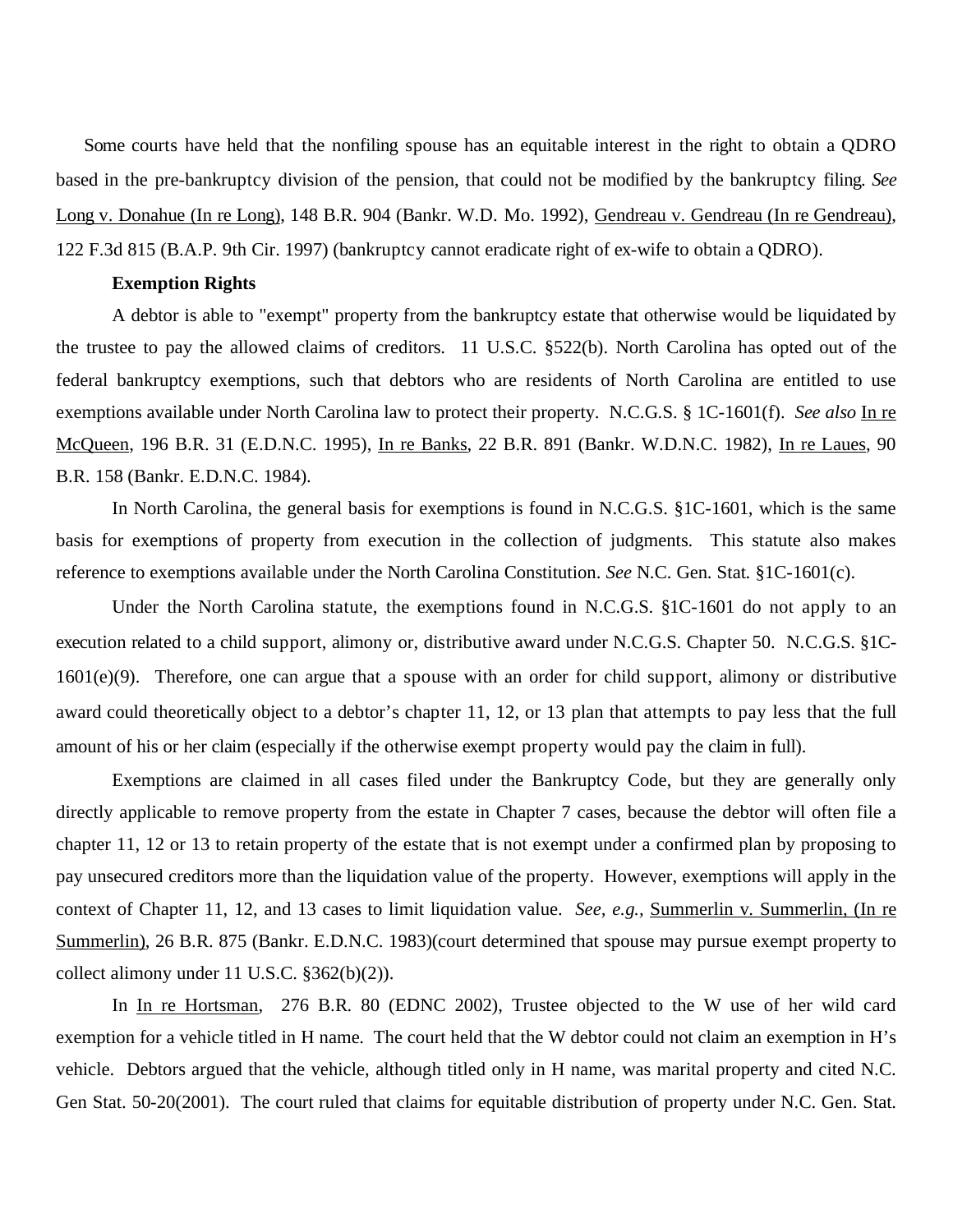Some courts have held that the nonfiling spouse has an equitable interest in the right to obtain a QDRO based in the pre-bankruptcy division of the pension, that could not be modified by the bankruptcy filing. *See* Long v. Donahue (In re Long), 148 B.R. 904 (Bankr. W.D. Mo. 1992), Gendreau v. Gendreau (In re Gendreau), 122 F.3d 815 (B.A.P. 9th Cir. 1997) (bankruptcy cannot eradicate right of ex-wife to obtain a QDRO).

**Exemption Rights**

A debtor is able to "exempt" property from the bankruptcy estate that otherwise would be liquidated by the trustee to pay the allowed claims of creditors. 11 U.S.C. §522(b). North Carolina has opted out of the federal bankruptcy exemptions, such that debtors who are residents of North Carolina are entitled to use exemptions available under North Carolina law to protect their property. N.C.G.S. § 1C-1601(f). *See also* In re McQueen, 196 B.R. 31 (E.D.N.C. 1995), In re Banks, 22 B.R. 891 (Bankr. W.D.N.C. 1982), In re Laues, 90 B.R. 158 (Bankr. E.D.N.C. 1984).

In North Carolina, the general basis for exemptions is found in N.C.G.S. §1C-1601, which is the same basis for exemptions of property from execution in the collection of judgments. This statute also makes reference to exemptions available under the North Carolina Constitution. *See* N.C. Gen. Stat. §1C-1601(c).

Under the North Carolina statute, the exemptions found in N.C.G.S. §1C-1601 do not apply to an execution related to a child support, alimony or, distributive award under N.C.G.S. Chapter 50. N.C.G.S. §1C-1601(e)(9). Therefore, one can argue that a spouse with an order for child support, alimony or distributive award could theoretically object to a debtor's chapter 11, 12, or 13 plan that attempts to pay less that the full amount of his or her claim (especially if the otherwise exempt property would pay the claim in full).

Exemptions are claimed in all cases filed under the Bankruptcy Code, but they are generally only directly applicable to remove property from the estate in Chapter 7 cases, because the debtor will often file a chapter 11, 12 or 13 to retain property of the estate that is not exempt under a confirmed plan by proposing to pay unsecured creditors more than the liquidation value of the property. However, exemptions will apply in the context of Chapter 11, 12, and 13 cases to limit liquidation value. *See, e.g.,* Summerlin v. Summerlin, (In re Summerlin), 26 B.R. 875 (Bankr. E.D.N.C. 1983)(court determined that spouse may pursue exempt property to collect alimony under 11 U.S.C. §362(b)(2)).

In In re Hortsman, 276 B.R. 80 (EDNC 2002), Trustee objected to the W use of her wild card exemption for a vehicle titled in H name. The court held that the W debtor could not claim an exemption in H's vehicle. Debtors argued that the vehicle, although titled only in H name, was marital property and cited N.C. Gen Stat. 50-20(2001). The court ruled that claims for equitable distribution of property under N.C. Gen. Stat.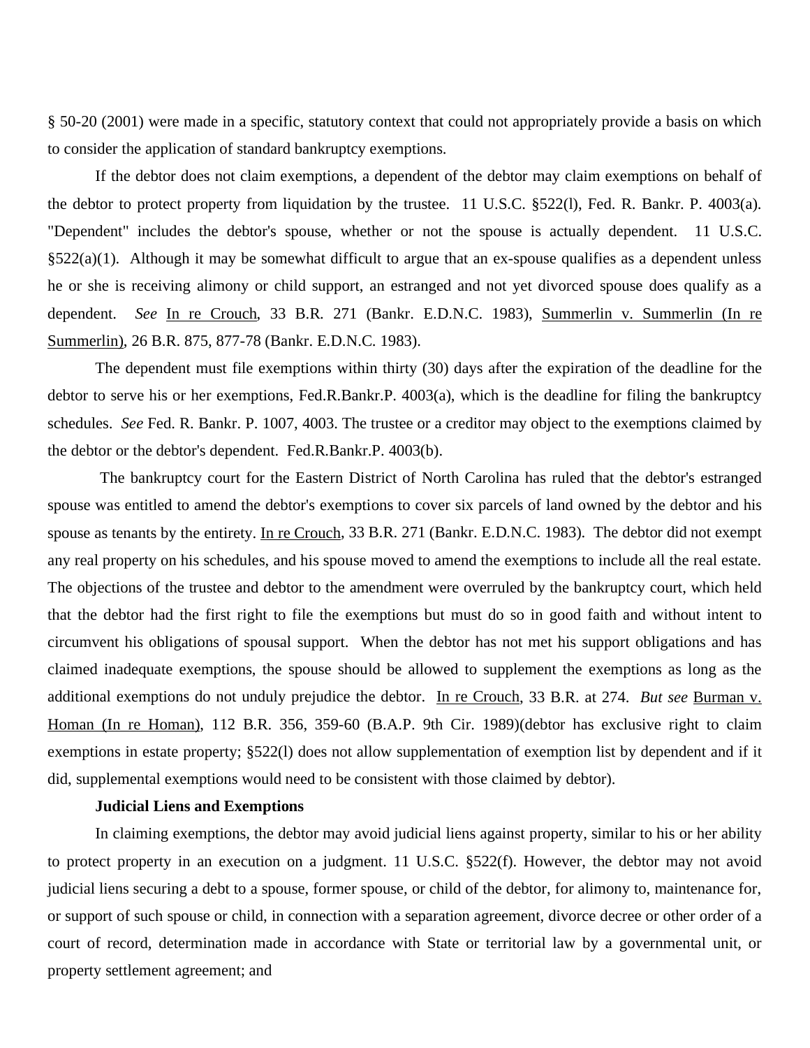§ 50-20 (2001) were made in a specific, statutory context that could not appropriately provide a basis on which to consider the application of standard bankruptcy exemptions.

If the debtor does not claim exemptions, a dependent of the debtor may claim exemptions on behalf of the debtor to protect property from liquidation by the trustee. 11 U.S.C. §522(l), Fed. R. Bankr. P. 4003(a). "Dependent" includes the debtor's spouse, whether or not the spouse is actually dependent. 11 U.S.C. §522(a)(1). Although it may be somewhat difficult to argue that an ex-spouse qualifies as a dependent unless he or she is receiving alimony or child support, an estranged and not yet divorced spouse does qualify as a dependent. *See* In re Crouch, 33 B.R. 271 (Bankr. E.D.N.C. 1983), Summerlin v. Summerlin (In re Summerlin), 26 B.R. 875, 877-78 (Bankr. E.D.N.C. 1983).

The dependent must file exemptions within thirty (30) days after the expiration of the deadline for the debtor to serve his or her exemptions, Fed.R.Bankr.P. 4003(a), which is the deadline for filing the bankruptcy schedules. *See* Fed. R. Bankr. P. 1007, 4003. The trustee or a creditor may object to the exemptions claimed by the debtor or the debtor's dependent. Fed.R.Bankr.P. 4003(b).

The bankruptcy court for the Eastern District of North Carolina has ruled that the debtor's estranged spouse was entitled to amend the debtor's exemptions to cover six parcels of land owned by the debtor and his spouse as tenants by the entirety. In re Crouch, 33 B.R. 271 (Bankr. E.D.N.C. 1983). The debtor did not exempt any real property on his schedules, and his spouse moved to amend the exemptions to include all the real estate. The objections of the trustee and debtor to the amendment were overruled by the bankruptcy court, which held that the debtor had the first right to file the exemptions but must do so in good faith and without intent to circumvent his obligations of spousal support. When the debtor has not met his support obligations and has claimed inadequate exemptions, the spouse should be allowed to supplement the exemptions as long as the additional exemptions do not unduly prejudice the debtor. In re Crouch, 33 B.R. at 274. *But see* Burman v. Homan (In re Homan), 112 B.R. 356, 359-60 (B.A.P. 9th Cir. 1989)(debtor has exclusive right to claim exemptions in estate property; §522(l) does not allow supplementation of exemption list by dependent and if it did, supplemental exemptions would need to be consistent with those claimed by debtor).

**Judicial Liens and Exemptions**

In claiming exemptions, the debtor may avoid judicial liens against property, similar to his or her ability to protect property in an execution on a judgment. 11 U.S.C. §522(f). However, the debtor may not avoid judicial liens securing a debt to a spouse, former spouse, or child of the debtor, for alimony to, maintenance for, or support of such spouse or child, in connection with a separation agreement, divorce decree or other order of a court of record, determination made in accordance with State or territorial law by a governmental unit, or property settlement agreement; and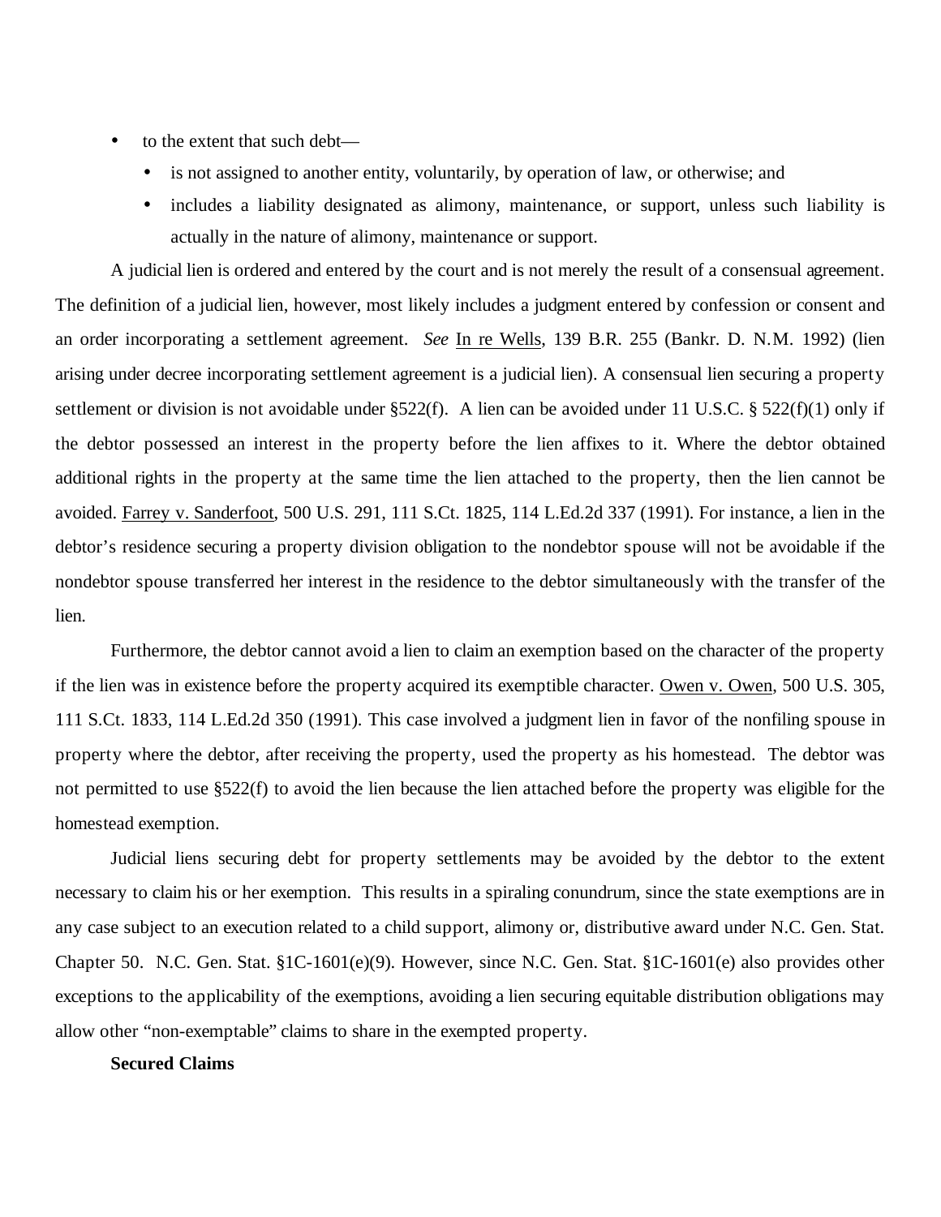- to the extent that such debt—
  - is not assigned to another entity, voluntarily, by operation of law, or otherwise; and
  - includes a liability designated as alimony, maintenance, or support, unless such liability is actually in the nature of alimony, maintenance or support.

A judicial lien is ordered and entered by the court and is not merely the result of a consensual agreement. The definition of a judicial lien, however, most likely includes a judgment entered by confession or consent and an order incorporating a settlement agreement. *See* In re Wells, 139 B.R. 255 (Bankr. D. N.M. 1992) (lien arising under decree incorporating settlement agreement is a judicial lien). A consensual lien securing a property settlement or division is not avoidable under §522(f). A lien can be avoided under 11 U.S.C. § 522(f)(1) only if the debtor possessed an interest in the property before the lien affixes to it. Where the debtor obtained additional rights in the property at the same time the lien attached to the property, then the lien cannot be avoided. Farrey v. Sanderfoot, 500 U.S. 291, 111 S.Ct. 1825, 114 L.Ed.2d 337 (1991). For instance, a lien in the debtor's residence securing a property division obligation to the nondebtor spouse will not be avoidable if the nondebtor spouse transferred her interest in the residence to the debtor simultaneously with the transfer of the lien.

Furthermore, the debtor cannot avoid a lien to claim an exemption based on the character of the property if the lien was in existence before the property acquired its exemptible character. Owen v. Owen, 500 U.S. 305, 111 S.Ct. 1833, 114 L.Ed.2d 350 (1991). This case involved a judgment lien in favor of the nonfiling spouse in property where the debtor, after receiving the property, used the property as his homestead. The debtor was not permitted to use §522(f) to avoid the lien because the lien attached before the property was eligible for the homestead exemption.

Judicial liens securing debt for property settlements may be avoided by the debtor to the extent necessary to claim his or her exemption. This results in a spiraling conundrum, since the state exemptions are in any case subject to an execution related to a child support, alimony or, distributive award under N.C. Gen. Stat. Chapter 50. N.C. Gen. Stat. §1C-1601(e)(9). However, since N.C. Gen. Stat. §1C-1601(e) also provides other exceptions to the applicability of the exemptions, avoiding a lien securing equitable distribution obligations may allow other "non-exemptable" claims to share in the exempted property.

**Secured Claims**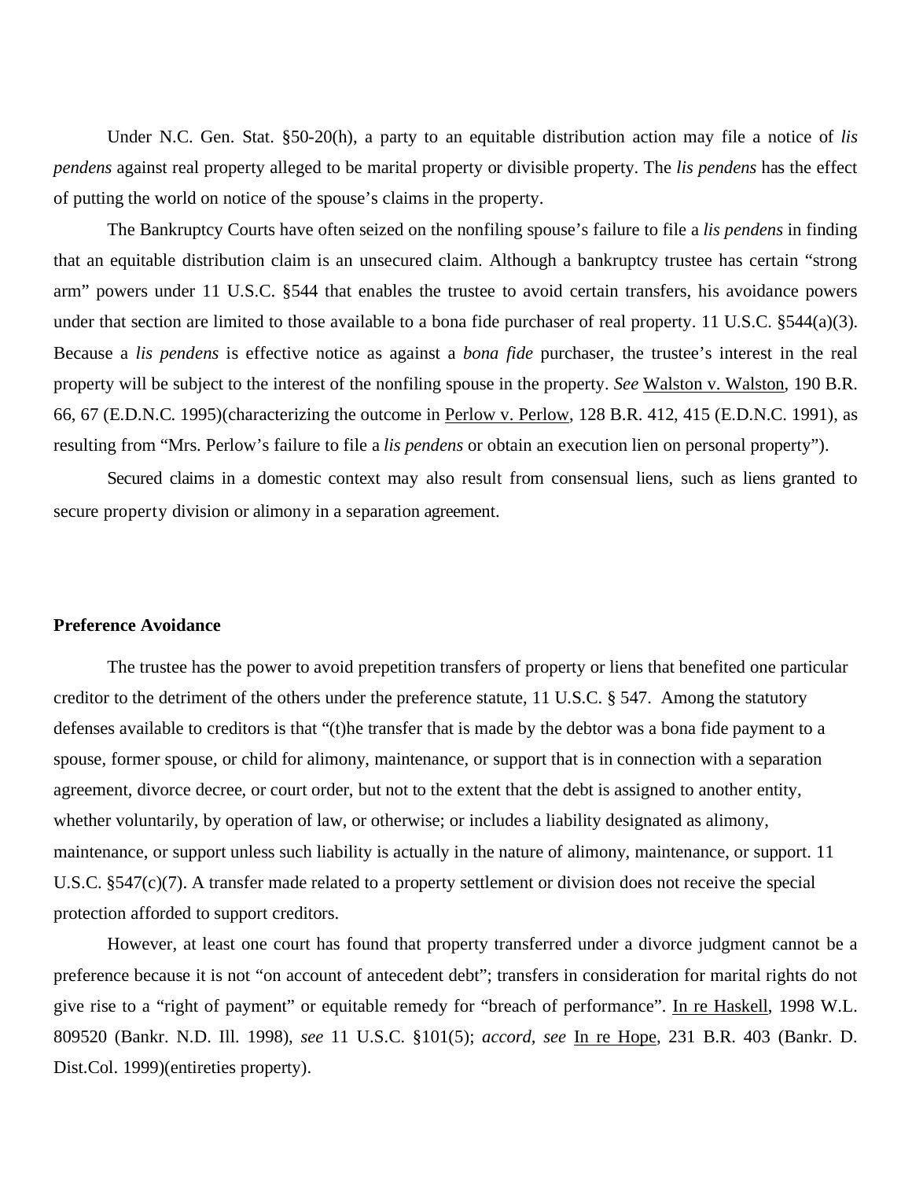Under N.C. Gen. Stat. §50-20(h), a party to an equitable distribution action may file a notice of *lis pendens* against real property alleged to be marital property or divisible property. The *lis pendens* has the effect of putting the world on notice of the spouse's claims in the property.

The Bankruptcy Courts have often seized on the nonfiling spouse's failure to file a *lis pendens* in finding that an equitable distribution claim is an unsecured claim. Although a bankruptcy trustee has certain "strong arm" powers under 11 U.S.C. §544 that enables the trustee to avoid certain transfers, his avoidance powers under that section are limited to those available to a bona fide purchaser of real property. 11 U.S.C. §544(a)(3). Because a *lis pendens* is effective notice as against a *bona fide* purchaser, the trustee's interest in the real property will be subject to the interest of the nonfiling spouse in the property. *See* Walston v. Walston, 190 B.R. 66, 67 (E.D.N.C. 1995)(characterizing the outcome in Perlow v. Perlow, 128 B.R. 412, 415 (E.D.N.C. 1991), as resulting from "Mrs. Perlow's failure to file a *lis pendens* or obtain an execution lien on personal property").

Secured claims in a domestic context may also result from consensual liens, such as liens granted to secure property division or alimony in a separation agreement.

**Preference Avoidance**

The trustee has the power to avoid prepetition transfers of property or liens that benefited one particular creditor to the detriment of the others under the preference statute, 11 U.S.C. § 547. Among the statutory defenses available to creditors is that "(t)he transfer that is made by the debtor was a bona fide payment to a spouse, former spouse, or child for alimony, maintenance, or support that is in connection with a separation agreement, divorce decree, or court order, but not to the extent that the debt is assigned to another entity, whether voluntarily, by operation of law, or otherwise; or includes a liability designated as alimony, maintenance, or support unless such liability is actually in the nature of alimony, maintenance, or support. 11 U.S.C. §547(c)(7). A transfer made related to a property settlement or division does not receive the special protection afforded to support creditors.

However, at least one court has found that property transferred under a divorce judgment cannot be a preference because it is not "on account of antecedent debt"; transfers in consideration for marital rights do not give rise to a "right of payment" or equitable remedy for "breach of performance". In re Haskell, 1998 W.L. 809520 (Bankr. N.D. Ill. 1998), *see* 11 U.S.C. §101(5); *accord, see* In re Hope, 231 B.R. 403 (Bankr. D. Dist.Col. 1999)(entireties property).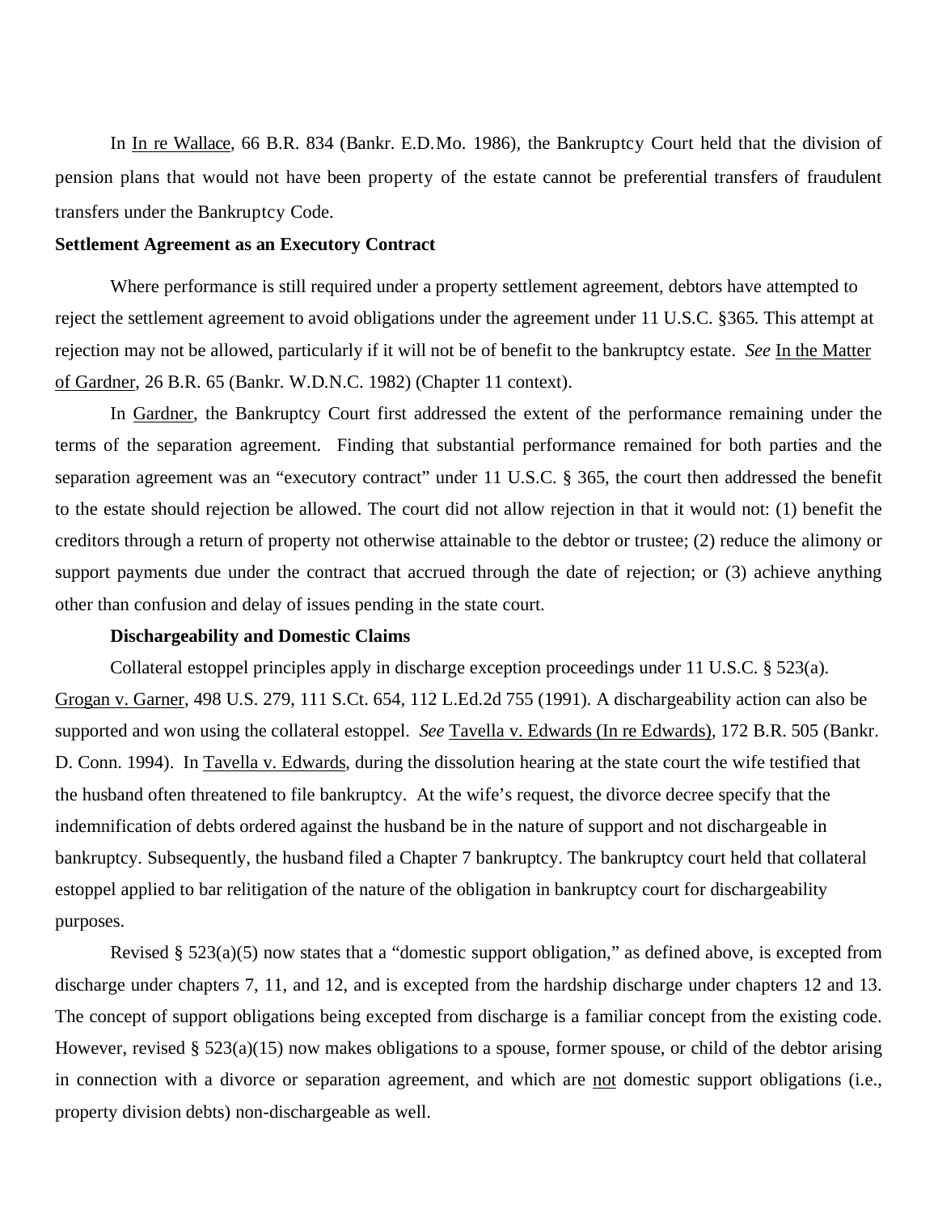In In re Wallace, 66 B.R. 834 (Bankr. E.D.Mo. 1986), the Bankruptcy Court held that the division of pension plans that would not have been property of the estate cannot be preferential transfers of fraudulent transfers under the Bankruptcy Code.

**Settlement Agreement as an Executory Contract**

Where performance is still required under a property settlement agreement, debtors have attempted to reject the settlement agreement to avoid obligations under the agreement under 11 U.S.C. §365. This attempt at rejection may not be allowed, particularly if it will not be of benefit to the bankruptcy estate. *See* In the Matter of Gardner, 26 B.R. 65 (Bankr. W.D.N.C. 1982) (Chapter 11 context).

In Gardner, the Bankruptcy Court first addressed the extent of the performance remaining under the terms of the separation agreement. Finding that substantial performance remained for both parties and the separation agreement was an "executory contract" under 11 U.S.C. § 365, the court then addressed the benefit to the estate should rejection be allowed. The court did not allow rejection in that it would not: (1) benefit the creditors through a return of property not otherwise attainable to the debtor or trustee; (2) reduce the alimony or support payments due under the contract that accrued through the date of rejection; or (3) achieve anything other than confusion and delay of issues pending in the state court.

**Dischargeability and Domestic Claims**

Collateral estoppel principles apply in discharge exception proceedings under 11 U.S.C. § 523(a). Grogan v. Garner, 498 U.S. 279, 111 S.Ct. 654, 112 L.Ed.2d 755 (1991). A dischargeability action can also be supported and won using the collateral estoppel. *See* Tavella v. Edwards (In re Edwards), 172 B.R. 505 (Bankr. D. Conn. 1994). In Tavella v. Edwards, during the dissolution hearing at the state court the wife testified that the husband often threatened to file bankruptcy. At the wife's request, the divorce decree specify that the indemnification of debts ordered against the husband be in the nature of support and not dischargeable in bankruptcy. Subsequently, the husband filed a Chapter 7 bankruptcy. The bankruptcy court held that collateral estoppel applied to bar relitigation of the nature of the obligation in bankruptcy court for dischargeability purposes.

Revised § 523(a)(5) now states that a "domestic support obligation," as defined above, is excepted from discharge under chapters 7, 11, and 12, and is excepted from the hardship discharge under chapters 12 and 13. The concept of support obligations being excepted from discharge is a familiar concept from the existing code. However, revised § 523(a)(15) now makes obligations to a spouse, former spouse, or child of the debtor arising in connection with a divorce or separation agreement, and which are not domestic support obligations (i.e., property division debts) non-dischargeable as well.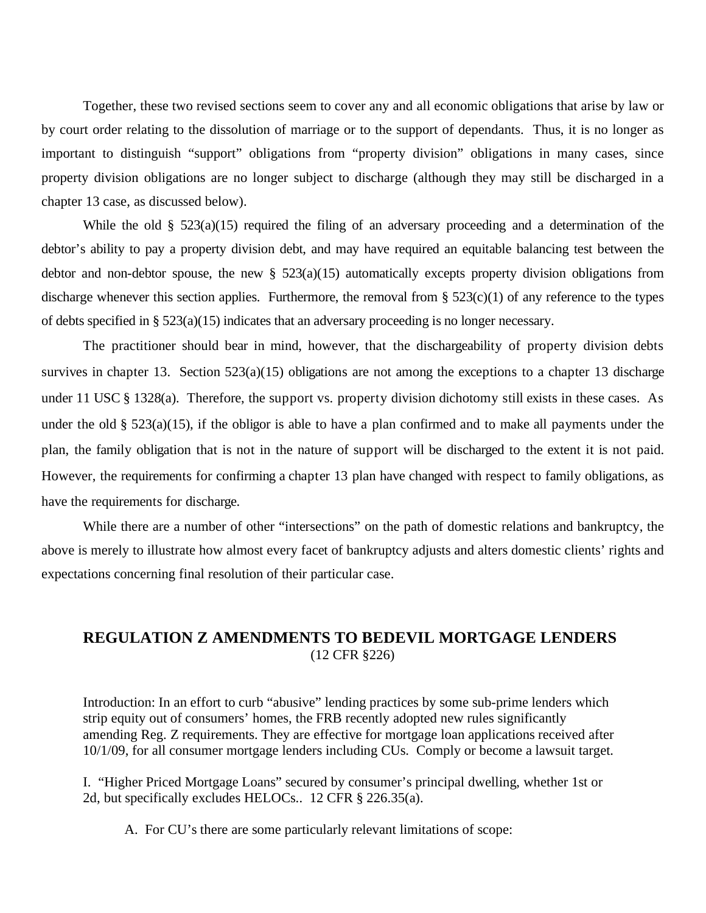Together, these two revised sections seem to cover any and all economic obligations that arise by law or by court order relating to the dissolution of marriage or to the support of dependants. Thus, it is no longer as important to distinguish "support" obligations from "property division" obligations in many cases, since property division obligations are no longer subject to discharge (although they may still be discharged in a chapter 13 case, as discussed below).

While the old § 523(a)(15) required the filing of an adversary proceeding and a determination of the debtor's ability to pay a property division debt, and may have required an equitable balancing test between the debtor and non-debtor spouse, the new § 523(a)(15) automatically excepts property division obligations from discharge whenever this section applies. Furthermore, the removal from § 523(c)(1) of any reference to the types of debts specified in § 523(a)(15) indicates that an adversary proceeding is no longer necessary.

The practitioner should bear in mind, however, that the dischargeability of property division debts survives in chapter 13. Section 523(a)(15) obligations are not among the exceptions to a chapter 13 discharge under 11 USC § 1328(a). Therefore, the support vs. property division dichotomy still exists in these cases. As under the old § 523(a)(15), if the obligor is able to have a plan confirmed and to make all payments under the plan, the family obligation that is not in the nature of support will be discharged to the extent it is not paid. However, the requirements for confirming a chapter 13 plan have changed with respect to family obligations, as have the requirements for discharge.

While there are a number of other "intersections" on the path of domestic relations and bankruptcy, the above is merely to illustrate how almost every facet of bankruptcy adjusts and alters domestic clients' rights and expectations concerning final resolution of their particular case.

## REGULATION Z AMENDMENTS TO BEDEVIL MORTGAGE LENDERS

(12 CFR §226)

Introduction: In an effort to curb "abusive" lending practices by some sub-prime lenders which strip equity out of consumers' homes, the FRB recently adopted new rules significantly amending Reg. Z requirements. They are effective for mortgage loan applications received after 10/1/09, for all consumer mortgage lenders including CUs. Comply or become a lawsuit target.

I. "Higher Priced Mortgage Loans" secured by consumer's principal dwelling, whether 1st or 2d, but specifically excludes HELOCs.. 12 CFR § 226.35(a).

A. For CU's there are some particularly relevant limitations of scope: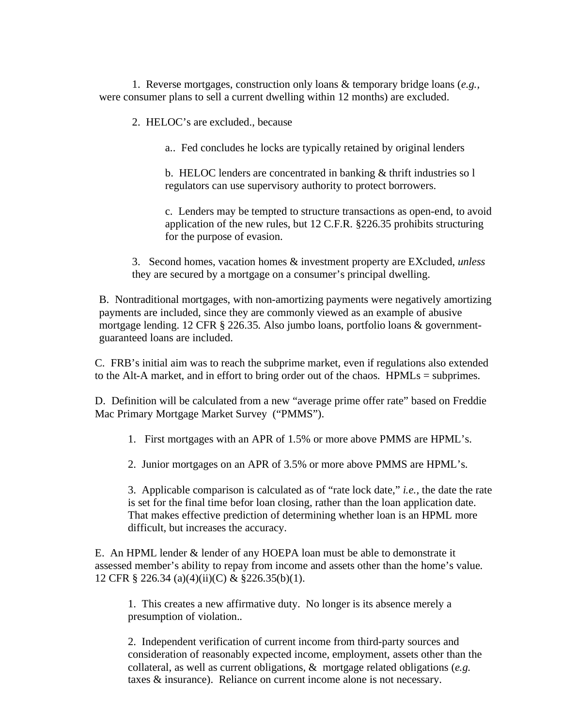1. Reverse mortgages, construction only loans & temporary bridge loans (*e.g.*, were consumer plans to sell a current dwelling within 12 months) are excluded.

2. HELOC's are excluded., because

   a.. Fed concludes he locks are typically retained by original lenders

   b. HELOC lenders are concentrated in banking & thrift industries so l regulators can use supervisory authority to protect borrowers.

   c. Lenders may be tempted to structure transactions as open-end, to avoid application of the new rules, but 12 C.F.R. §226.35 prohibits structuring for the purpose of evasion.

3. Second homes, vacation homes & investment property are EXcluded, *unless* they are secured by a mortgage on a consumer's principal dwelling.

B. Nontraditional mortgages, with non-amortizing payments were negatively amortizing payments are included, since they are commonly viewed as an example of abusive mortgage lending. 12 CFR § 226.35. Also jumbo loans, portfolio loans & government-guaranteed loans are included.

C. FRB's initial aim was to reach the subprime market, even if regulations also extended to the Alt-A market, and in effort to bring order out of the chaos. HPMLs = subprimes.

D. Definition will be calculated from a new "average prime offer rate" based on Freddie Mac Primary Mortgage Market Survey ("PMMS").

1. First mortgages with an APR of 1.5% or more above PMMS are HPML's.

2. Junior mortgages on an APR of 3.5% or more above PMMS are HPML's.

3. Applicable comparison is calculated as of "rate lock date," *i.e.*, the date the rate is set for the final time befor loan closing, rather than the loan application date. That makes effective prediction of determining whether loan is an HPML more difficult, but increases the accuracy.

E. An HPML lender & lender of any HOEPA loan must be able to demonstrate it assessed member's ability to repay from income and assets other than the home's value. 12 CFR § 226.34 (a)(4)(ii)(C) & §226.35(b)(1).

1. This creates a new affirmative duty. No longer is its absence merely a presumption of violation..

2. Independent verification of current income from third-party sources and consideration of reasonably expected income, employment, assets other than the collateral, as well as current obligations, & mortgage related obligations (*e.g.* taxes & insurance). Reliance on current income alone is not necessary.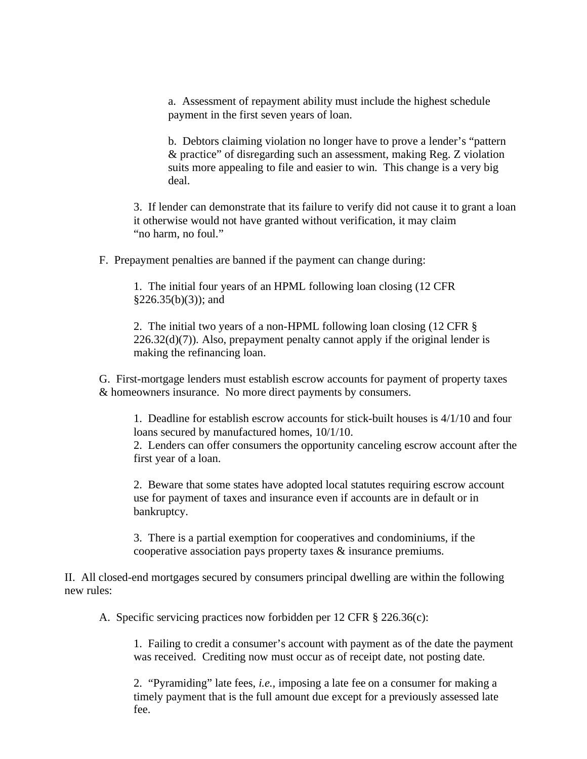a. Assessment of repayment ability must include the highest schedule payment in the first seven years of loan.

b. Debtors claiming violation no longer have to prove a lender's "pattern & practice" of disregarding such an assessment, making Reg. Z violation suits more appealing to file and easier to win. This change is a very big deal.

3. If lender can demonstrate that its failure to verify did not cause it to grant a loan it otherwise would not have granted without verification, it may claim "no harm, no foul."

F. Prepayment penalties are banned if the payment can change during:

1. The initial four years of an HPML following loan closing (12 CFR §226.35(b)(3)); and

2. The initial two years of a non-HPML following loan closing (12 CFR § 226.32(d)(7)). Also, prepayment penalty cannot apply if the original lender is making the refinancing loan.

G. First-mortgage lenders must establish escrow accounts for payment of property taxes & homeowners insurance. No more direct payments by consumers.

1. Deadline for establish escrow accounts for stick-built houses is 4/1/10 and four loans secured by manufactured homes, 10/1/10.
2. Lenders can offer consumers the opportunity canceling escrow account after the first year of a loan.

2. Beware that some states have adopted local statutes requiring escrow account use for payment of taxes and insurance even if accounts are in default or in bankruptcy.

3. There is a partial exemption for cooperatives and condominiums, if the cooperative association pays property taxes & insurance premiums.

II. All closed-end mortgages secured by consumers principal dwelling are within the following new rules:

A. Specific servicing practices now forbidden per 12 CFR § 226.36(c):

1. Failing to credit a consumer's account with payment as of the date the payment was received. Crediting now must occur as of receipt date, not posting date.

2. "Pyramiding" late fees, *i.e.*, imposing a late fee on a consumer for making a timely payment that is the full amount due except for a previously assessed late fee.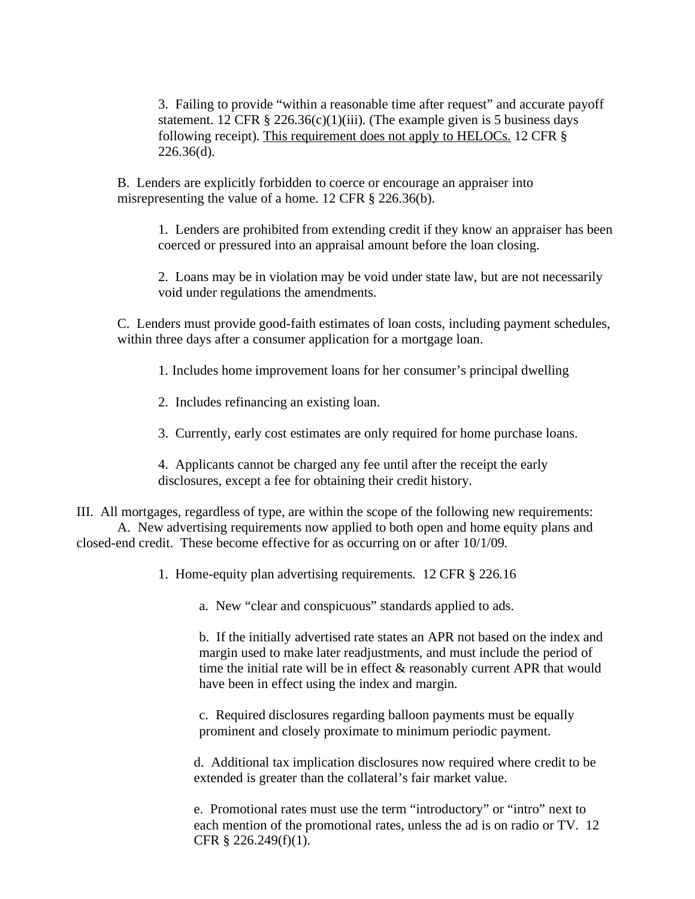3. Failing to provide "within a reasonable time after request" and accurate payoff statement. 12 CFR § 226.36(c)(1)(iii). (The example given is 5 business days following receipt). <u>This requirement does not apply to HELOCs.</u> 12 CFR § 226.36(d).

B. Lenders are explicitly forbidden to coerce or encourage an appraiser into misrepresenting the value of a home. 12 CFR § 226.36(b).

1. Lenders are prohibited from extending credit if they know an appraiser has been coerced or pressured into an appraisal amount before the loan closing.

2. Loans may be in violation may be void under state law, but are not necessarily void under regulations the amendments.

C. Lenders must provide good-faith estimates of loan costs, including payment schedules, within three days after a consumer application for a mortgage loan.

1. Includes home improvement loans for her consumer's principal dwelling

2. Includes refinancing an existing loan.

3. Currently, early cost estimates are only required for home purchase loans.

4. Applicants cannot be charged any fee until after the receipt the early disclosures, except a fee for obtaining their credit history.

III. All mortgages, regardless of type, are within the scope of the following new requirements:

A. New advertising requirements now applied to both open and home equity plans and closed-end credit. These become effective for as occurring on or after 10/1/09.

1. Home-equity plan advertising requirements. 12 CFR § 226.16

a. New "clear and conspicuous" standards applied to ads.

b. If the initially advertised rate states an APR not based on the index and margin used to make later readjustments, and must include the period of time the initial rate will be in effect & reasonably current APR that would have been in effect using the index and margin.

c. Required disclosures regarding balloon payments must be equally prominent and closely proximate to minimum periodic payment.

d. Additional tax implication disclosures now required where credit to be extended is greater than the collateral's fair market value.

e. Promotional rates must use the term "introductory" or "intro" next to each mention of the promotional rates, unless the ad is on radio or TV. 12 CFR § 226.249(f)(1).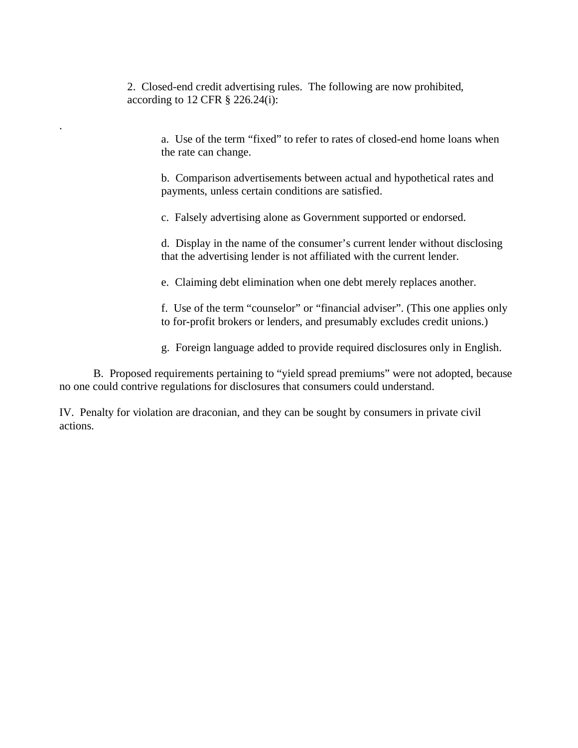2. Closed-end credit advertising rules. The following are now prohibited, according to 12 CFR § 226.24(i):

.

a. Use of the term “fixed” to refer to rates of closed-end home loans when the rate can change.

b. Comparison advertisements between actual and hypothetical rates and payments, unless certain conditions are satisfied.

c. Falsely advertising alone as Government supported or endorsed.

d. Display in the name of the consumer’s current lender without disclosing that the advertising lender is not affiliated with the current lender.

e. Claiming debt elimination when one debt merely replaces another.

f. Use of the term “counselor” or “financial adviser”. (This one applies only to for-profit brokers or lenders, and presumably excludes credit unions.)

g. Foreign language added to provide required disclosures only in English.

B. Proposed requirements pertaining to “yield spread premiums” were not adopted, because no one could contrive regulations for disclosures that consumers could understand.

IV. Penalty for violation are draconian, and they can be sought by consumers in private civil actions.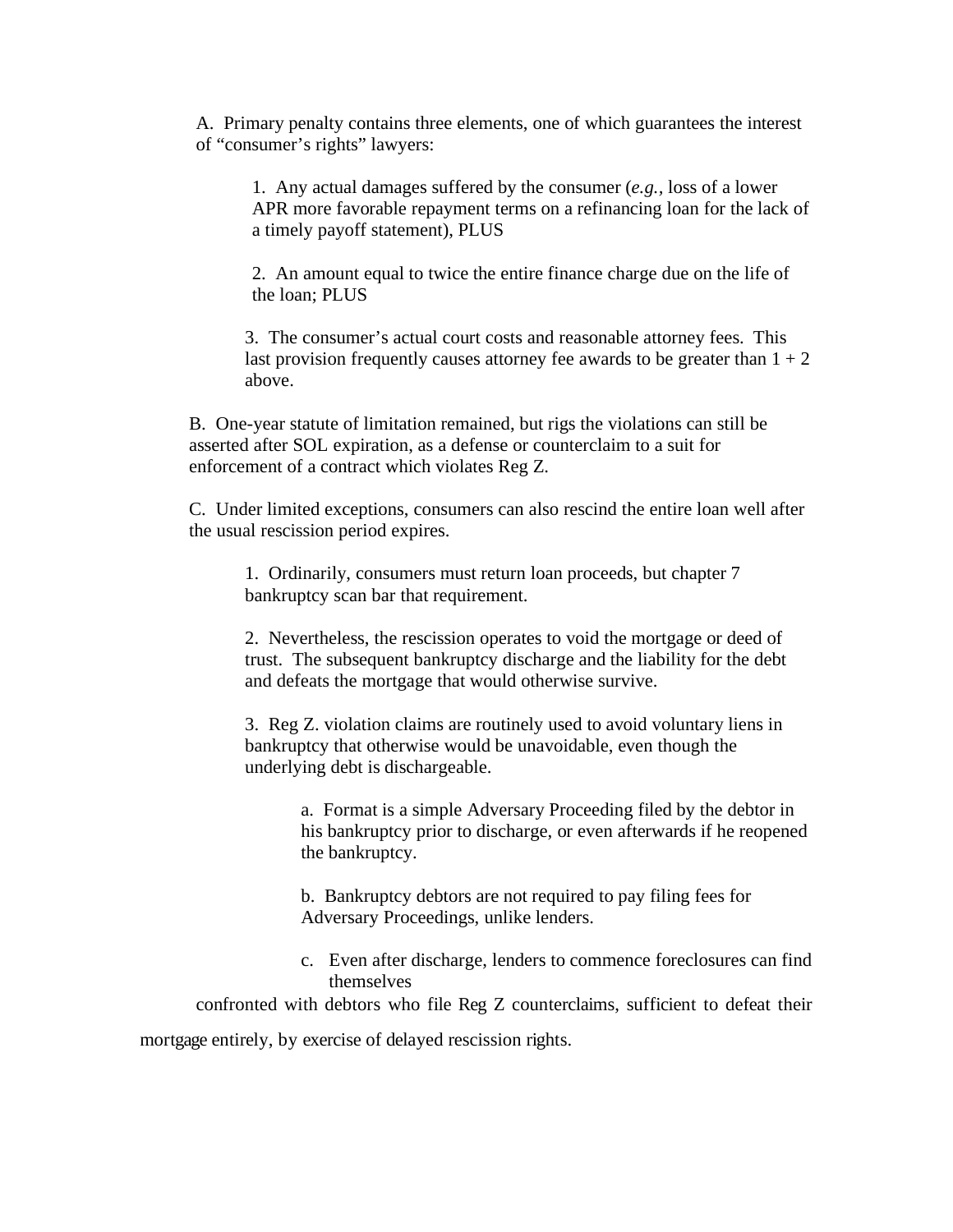A. Primary penalty contains three elements, one of which guarantees the interest of "consumer's rights" lawyers:

1. Any actual damages suffered by the consumer (*e.g.*, loss of a lower APR more favorable repayment terms on a refinancing loan for the lack of a timely payoff statement), PLUS

2. An amount equal to twice the entire finance charge due on the life of the loan; PLUS

3. The consumer's actual court costs and reasonable attorney fees. This last provision frequently causes attorney fee awards to be greater than 1 + 2 above.

B. One-year statute of limitation remained, but rigs the violations can still be asserted after SOL expiration, as a defense or counterclaim to a suit for enforcement of a contract which violates Reg Z.

C. Under limited exceptions, consumers can also rescind the entire loan well after the usual rescission period expires.

1. Ordinarily, consumers must return loan proceeds, but chapter 7 bankruptcy scan bar that requirement.

2. Nevertheless, the rescission operates to void the mortgage or deed of trust. The subsequent bankruptcy discharge and the liability for the debt and defeats the mortgage that would otherwise survive.

3. Reg Z. violation claims are routinely used to avoid voluntary liens in bankruptcy that otherwise would be unavoidable, even though the underlying debt is dischargeable.

a. Format is a simple Adversary Proceeding filed by the debtor in his bankruptcy prior to discharge, or even afterwards if he reopened the bankruptcy.

b. Bankruptcy debtors are not required to pay filing fees for Adversary Proceedings, unlike lenders.

c. Even after discharge, lenders to commence foreclosures can find themselves confronted with debtors who file Reg Z counterclaims, sufficient to defeat their mortgage entirely, by exercise of delayed rescission rights.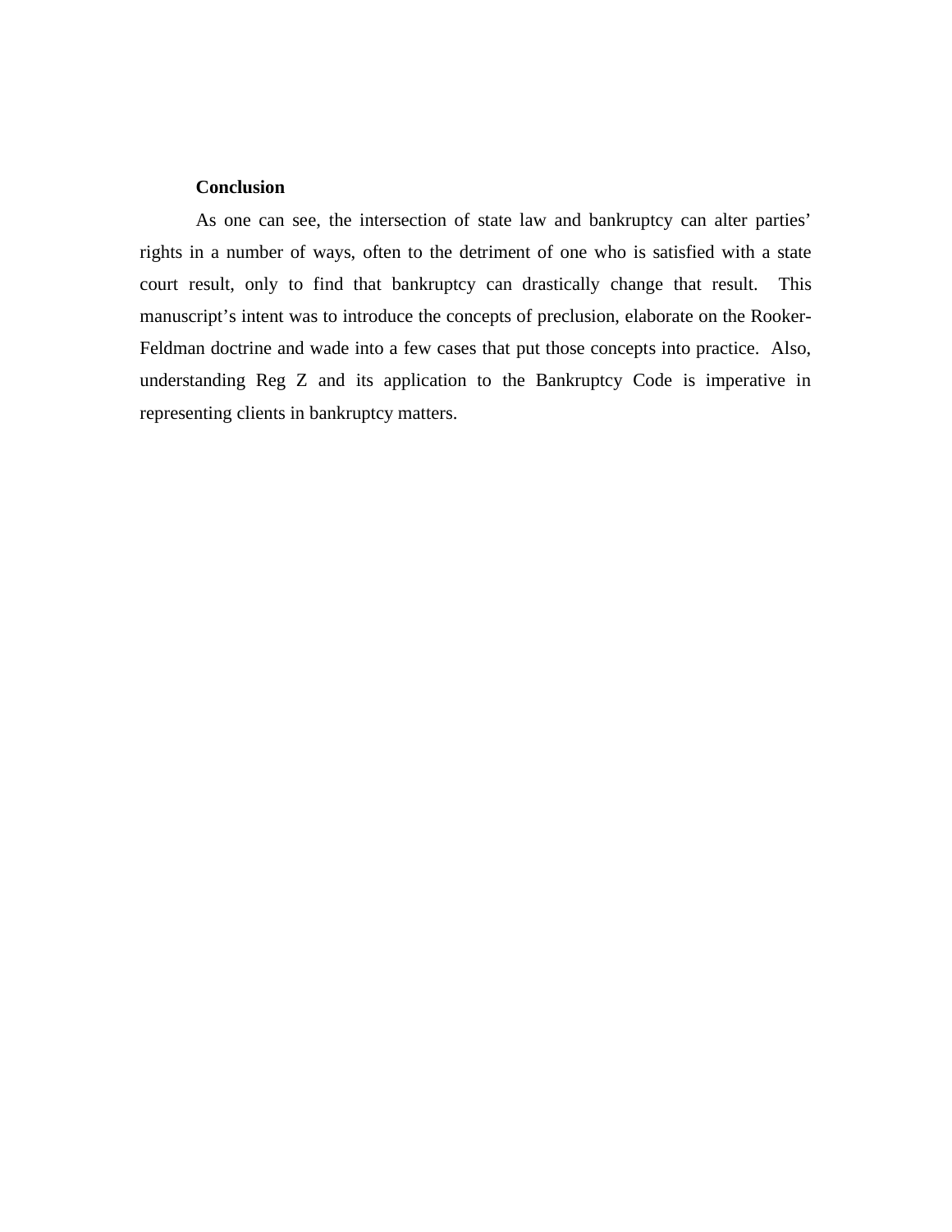**Conclusion**

As one can see, the intersection of state law and bankruptcy can alter parties' rights in a number of ways, often to the detriment of one who is satisfied with a state court result, only to find that bankruptcy can drastically change that result. This manuscript's intent was to introduce the concepts of preclusion, elaborate on the Rooker-Feldman doctrine and wade into a few cases that put those concepts into practice. Also, understanding Reg Z and its application to the Bankruptcy Code is imperative in representing clients in bankruptcy matters.